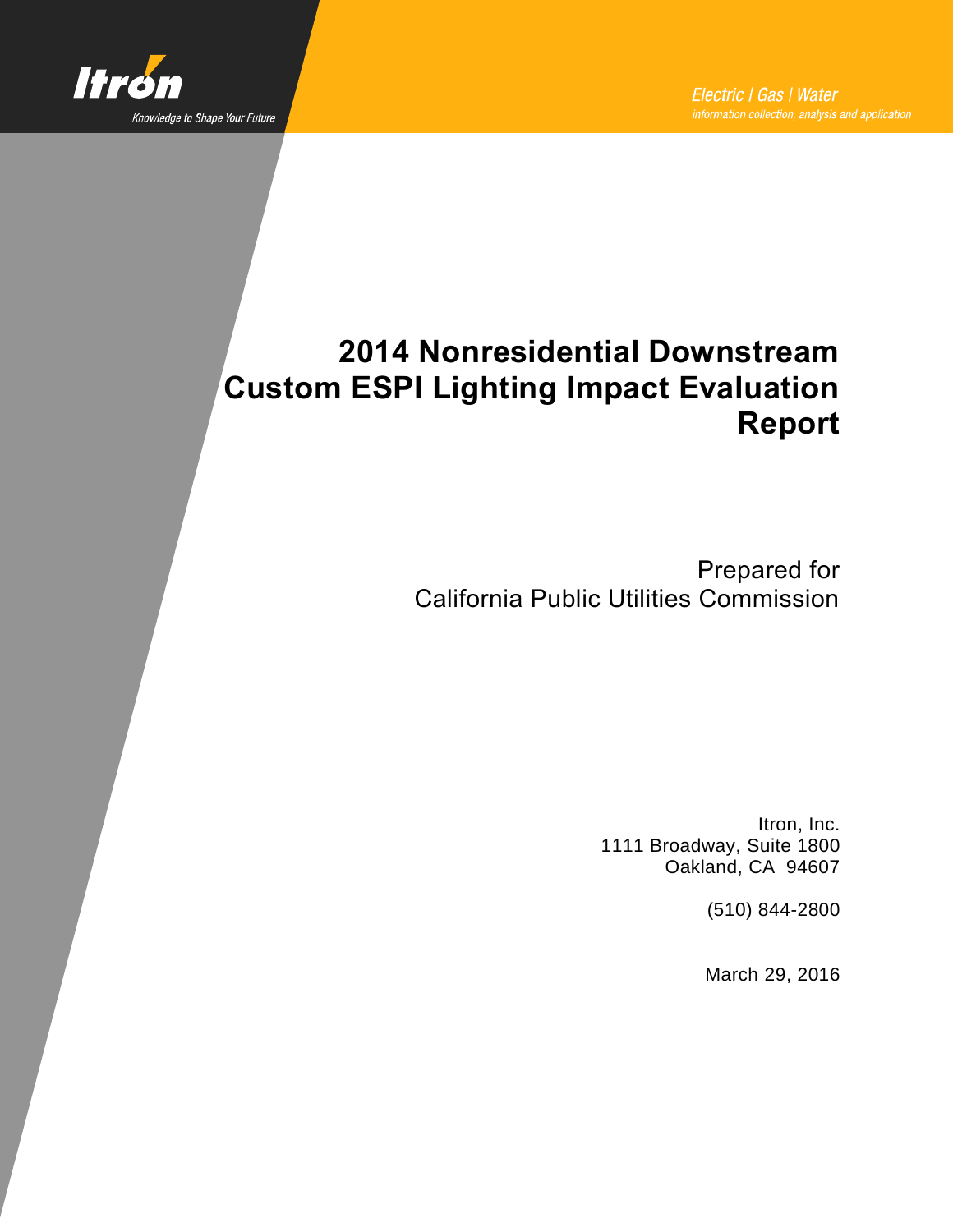Itron

Knowledge to Shape Your Future

Electric | Gas | Water

information collection, analysis and application

# 2014 Nonresidential Downstream Custom ESPI Lighting Impact Evaluation Report

Prepared for
California Public Utilities Commission

Itron, Inc.
1111 Broadway, Suite 1800
Oakland, CA 94607

(510) 844-2800

March 29, 2016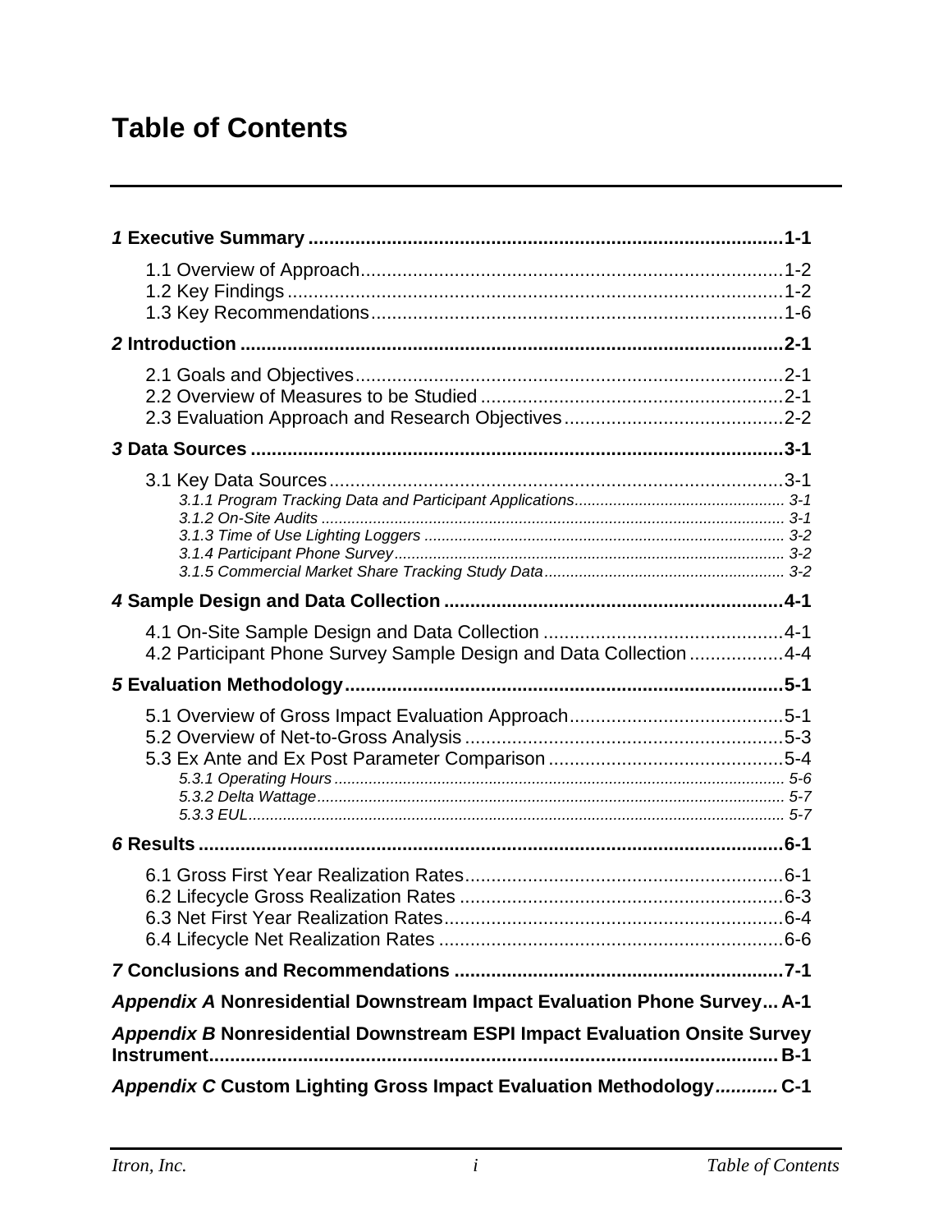# Table of Contents

**1 Executive Summary** ........................................................................................**1-1**

- 1.1 Overview of Approach..................................................................................1-2
- 1.2 Key Findings .................................................................................................1-2
- 1.3 Key Recommendations.................................................................................1-6

**2 Introduction** .......................................................................................................**2-1**

- 2.1 Goals and Objectives....................................................................................2-1
- 2.2 Overview of Measures to be Studied ...........................................................2-1
- 2.3 Evaluation Approach and Research Objectives............................................2-2

**3 Data Sources** ....................................................................................................**3-1**

- 3.1 Key Data Sources.........................................................................................3-1
  - *3.1.1 Program Tracking Data and Participant Applications................................................ 3-1*
  - *3.1.2 On-Site Audits ........................................................................................................... 3-1*
  - *3.1.3 Time of Use Lighting Loggers .................................................................................... 3-2*
  - *3.1.4 Participant Phone Survey........................................................................................... 3-2*
  - *3.1.5 Commercial Market Share Tracking Study Data........................................................ 3-2*

**4 Sample Design and Data Collection** ..................................................................**4-1**

- 4.1 On-Site Sample Design and Data Collection ................................................4-1
- 4.2 Participant Phone Survey Sample Design and Data Collection ...................4-4

**5 Evaluation Methodology**....................................................................................**5-1**

- 5.1 Overview of Gross Impact Evaluation Approach..........................................5-1
- 5.2 Overview of Net-to-Gross Analysis ..............................................................5-3
- 5.3 Ex Ante and Ex Post Parameter Comparison ...............................................5-4
  - *5.3.1 Operating Hours ........................................................................................................ 5-6*
  - *5.3.2 Delta Wattage............................................................................................................ 5-7*
  - *5.3.3 EUL............................................................................................................................ 5-7*

**6 Results** ..............................................................................................................**6-1**

- 6.1 Gross First Year Realization Rates..............................................................6-1
- 6.2 Lifecycle Gross Realization Rates ...............................................................6-3
- 6.3 Net First Year Realization Rates..................................................................6-4
- 6.4 Lifecycle Net Realization Rates ...................................................................6-6

**7 Conclusions and Recommendations** ................................................................**7-1**

***Appendix A*** **Nonresidential Downstream Impact Evaluation Phone Survey... A-1**

***Appendix B*** **Nonresidential Downstream ESPI Impact Evaluation Onsite Survey Instrument............................................................................................................ B-1**

***Appendix C*** **Custom Lighting Gross Impact Evaluation Methodology............ C-1**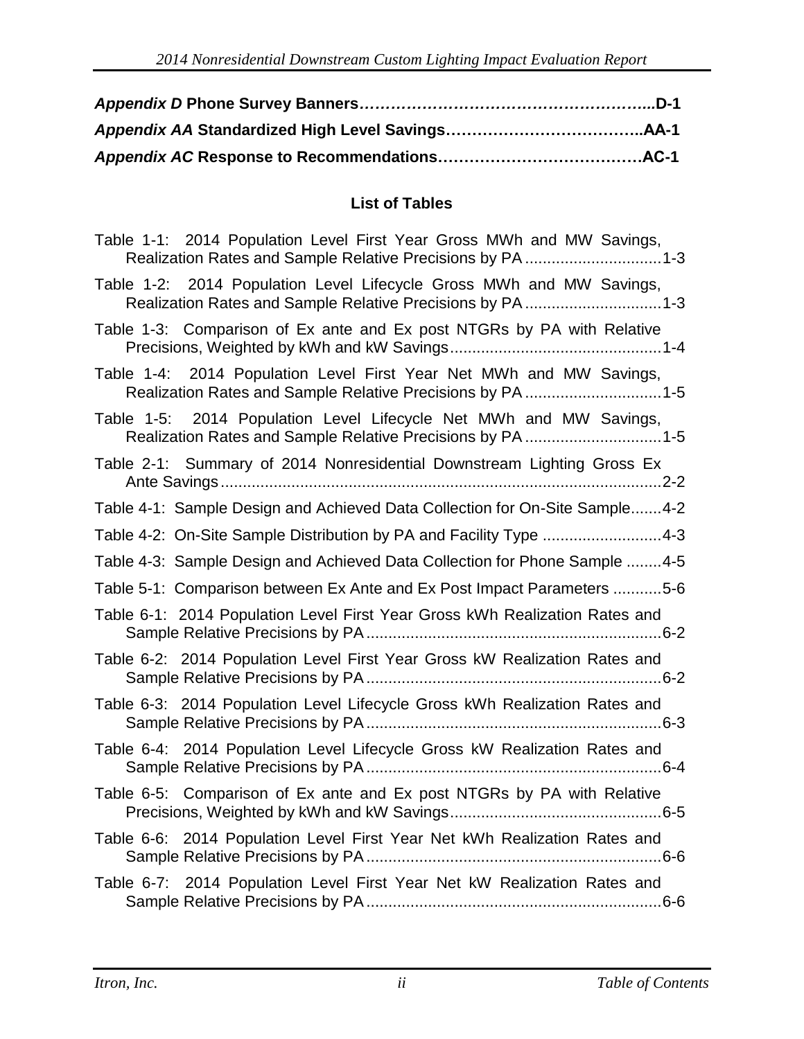***Appendix D*** **Phone Survey Banners……………………………………………...D-1**

***Appendix AA*** **Standardized High Level Savings………………………………..AA-1**

***Appendix AC*** **Response to Recommendations…………………………………AC-1**

## List of Tables

Table 1-1: 2014 Population Level First Year Gross MWh and MW Savings, Realization Rates and Sample Relative Precisions by PA ...............................1-3

Table 1-2: 2014 Population Level Lifecycle Gross MWh and MW Savings, Realization Rates and Sample Relative Precisions by PA ...............................1-3

Table 1-3: Comparison of Ex ante and Ex post NTGRs by PA with Relative Precisions, Weighted by kWh and kW Savings................................................1-4

Table 1-4: 2014 Population Level First Year Net MWh and MW Savings, Realization Rates and Sample Relative Precisions by PA ...............................1-5

Table 1-5: 2014 Population Level Lifecycle Net MWh and MW Savings, Realization Rates and Sample Relative Precisions by PA ...............................1-5

Table 2-1: Summary of 2014 Nonresidential Downstream Lighting Gross Ex Ante Savings....................................................................................................2-2

Table 4-1: Sample Design and Achieved Data Collection for On-Site Sample.......4-2

Table 4-2: On-Site Sample Distribution by PA and Facility Type ...........................4-3

Table 4-3: Sample Design and Achieved Data Collection for Phone Sample ........4-5

Table 5-1: Comparison between Ex Ante and Ex Post Impact Parameters ...........5-6

Table 6-1: 2014 Population Level First Year Gross kWh Realization Rates and Sample Relative Precisions by PA...................................................................6-2

Table 6-2: 2014 Population Level First Year Gross kW Realization Rates and Sample Relative Precisions by PA...................................................................6-2

Table 6-3: 2014 Population Level Lifecycle Gross kWh Realization Rates and Sample Relative Precisions by PA...................................................................6-3

Table 6-4: 2014 Population Level Lifecycle Gross kW Realization Rates and Sample Relative Precisions by PA...................................................................6-4

Table 6-5: Comparison of Ex ante and Ex post NTGRs by PA with Relative Precisions, Weighted by kWh and kW Savings................................................6-5

Table 6-6: 2014 Population Level First Year Net kWh Realization Rates and Sample Relative Precisions by PA...................................................................6-6

Table 6-7: 2014 Population Level First Year Net kW Realization Rates and Sample Relative Precisions by PA...................................................................6-6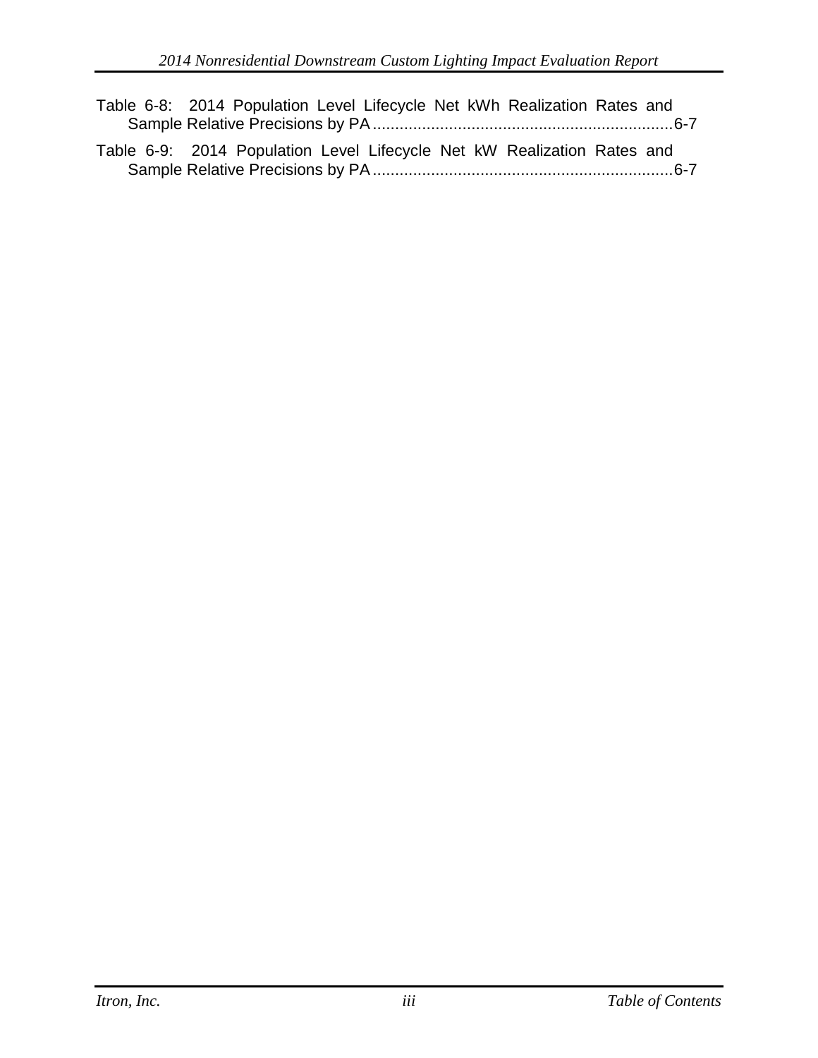Table 6-8: 2014 Population Level Lifecycle Net kWh Realization Rates and Sample Relative Precisions by PA ....................................................................6-7

Table 6-9: 2014 Population Level Lifecycle Net kW Realization Rates and Sample Relative Precisions by PA ....................................................................6-7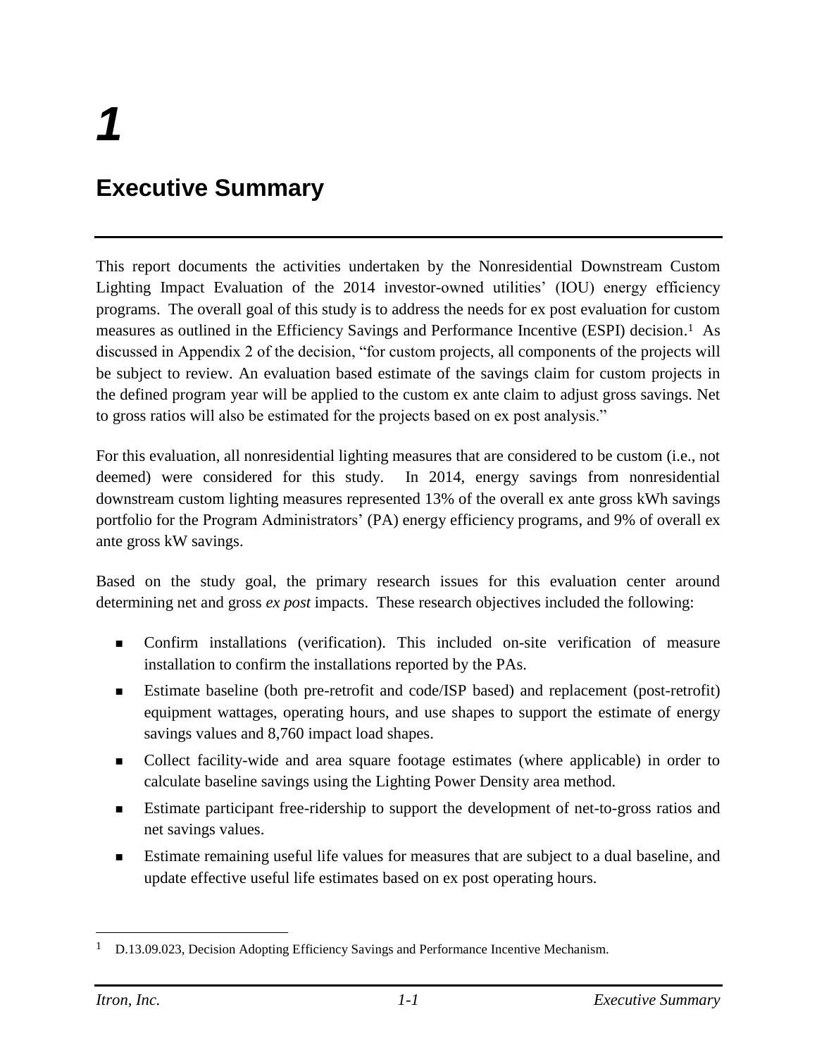# 1

# Executive Summary

This report documents the activities undertaken by the Nonresidential Downstream Custom Lighting Impact Evaluation of the 2014 investor-owned utilities' (IOU) energy efficiency programs. The overall goal of this study is to address the needs for ex post evaluation for custom measures as outlined in the Efficiency Savings and Performance Incentive (ESPI) decision.[1] As discussed in Appendix 2 of the decision, "for custom projects, all components of the projects will be subject to review. An evaluation based estimate of the savings claim for custom projects in the defined program year will be applied to the custom ex ante claim to adjust gross savings. Net to gross ratios will also be estimated for the projects based on ex post analysis."

For this evaluation, all nonresidential lighting measures that are considered to be custom (i.e., not deemed) were considered for this study. In 2014, energy savings from nonresidential downstream custom lighting measures represented 13% of the overall ex ante gross kWh savings portfolio for the Program Administrators' (PA) energy efficiency programs, and 9% of overall ex ante gross kW savings.

Based on the study goal, the primary research issues for this evaluation center around determining net and gross *ex post* impacts. These research objectives included the following:

- Confirm installations (verification). This included on-site verification of measure installation to confirm the installations reported by the PAs.
- Estimate baseline (both pre-retrofit and code/ISP based) and replacement (post-retrofit) equipment wattages, operating hours, and use shapes to support the estimate of energy savings values and 8,760 impact load shapes.
- Collect facility-wide and area square footage estimates (where applicable) in order to calculate baseline savings using the Lighting Power Density area method.
- Estimate participant free-ridership to support the development of net-to-gross ratios and net savings values.
- Estimate remaining useful life values for measures that are subject to a dual baseline, and update effective useful life estimates based on ex post operating hours.

[1] D.13.09.023, Decision Adopting Efficiency Savings and Performance Incentive Mechanism.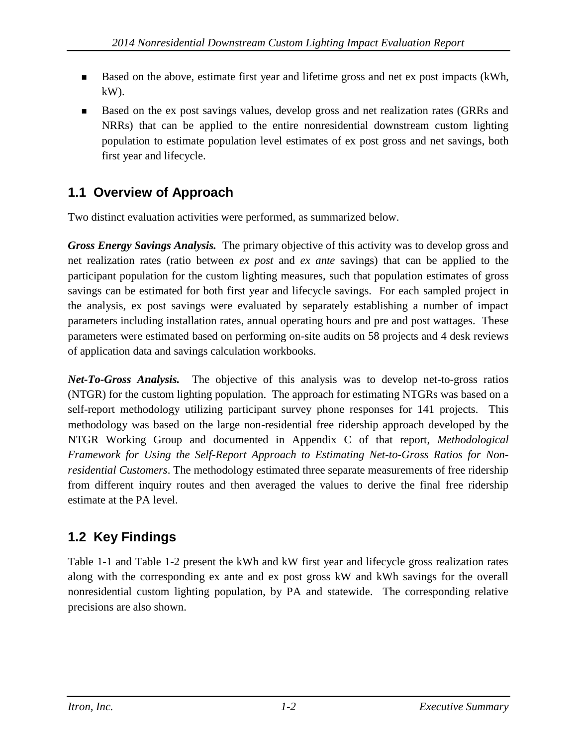- Based on the above, estimate first year and lifetime gross and net ex post impacts (kWh, kW).
- Based on the ex post savings values, develop gross and net realization rates (GRRs and NRRs) that can be applied to the entire nonresidential downstream custom lighting population to estimate population level estimates of ex post gross and net savings, both first year and lifecycle.

## 1.1 Overview of Approach

Two distinct evaluation activities were performed, as summarized below.

***Gross Energy Savings Analysis.*** The primary objective of this activity was to develop gross and net realization rates (ratio between *ex post* and *ex ante* savings) that can be applied to the participant population for the custom lighting measures, such that population estimates of gross savings can be estimated for both first year and lifecycle savings. For each sampled project in the analysis, ex post savings were evaluated by separately establishing a number of impact parameters including installation rates, annual operating hours and pre and post wattages. These parameters were estimated based on performing on-site audits on 58 projects and 4 desk reviews of application data and savings calculation workbooks.

***Net-To-Gross Analysis.*** The objective of this analysis was to develop net-to-gross ratios (NTGR) for the custom lighting population. The approach for estimating NTGRs was based on a self-report methodology utilizing participant survey phone responses for 141 projects. This methodology was based on the large non-residential free ridership approach developed by the NTGR Working Group and documented in Appendix C of that report, *Methodological Framework for Using the Self-Report Approach to Estimating Net-to-Gross Ratios for Non-residential Customers*. The methodology estimated three separate measurements of free ridership from different inquiry routes and then averaged the values to derive the final free ridership estimate at the PA level.

## 1.2 Key Findings

Table 1-1 and Table 1-2 present the kWh and kW first year and lifecycle gross realization rates along with the corresponding ex ante and ex post gross kW and kWh savings for the overall nonresidential custom lighting population, by PA and statewide. The corresponding relative precisions are also shown.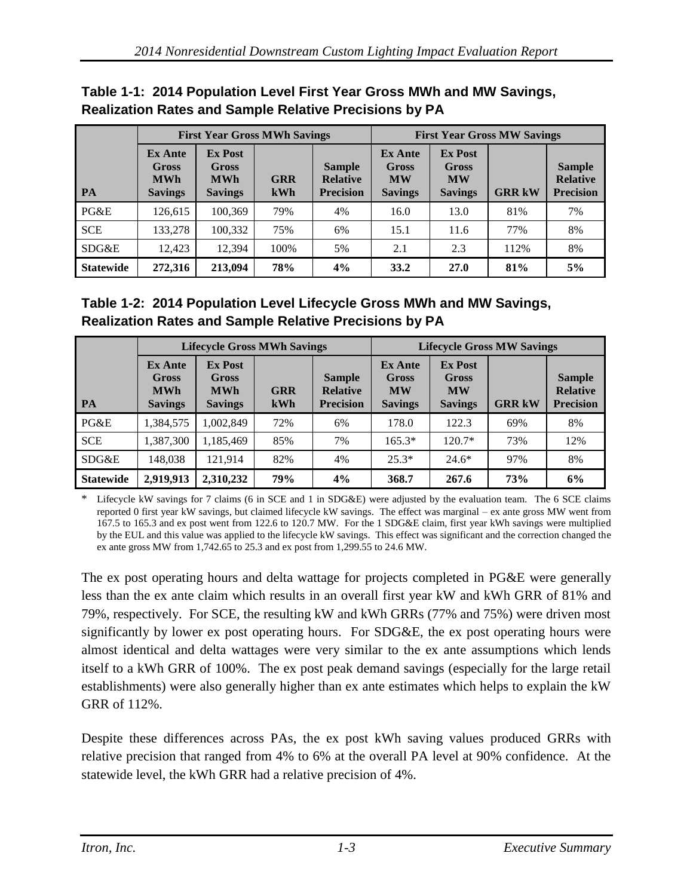**Table 1-1: 2014 Population Level First Year Gross MWh and MW Savings, Realization Rates and Sample Relative Precisions by PA**

| | First Year Gross MWh Savings | | | | First Year Gross MW Savings | | | |
|---|---|---|---|---|---|---|---|---|
| PA | Ex Ante Gross MWh Savings | Ex Post Gross MWh Savings | GRR kWh | Sample Relative Precision | Ex Ante Gross MW Savings | Ex Post Gross MW Savings | GRR kW | Sample Relative Precision |
| PG&E | 126,615 | 100,369 | 79% | 4% | 16.0 | 13.0 | 81% | 7% |
| SCE | 133,278 | 100,332 | 75% | 6% | 15.1 | 11.6 | 77% | 8% |
| SDG&E | 12,423 | 12,394 | 100% | 5% | 2.1 | 2.3 | 112% | 8% |
| **Statewide** | **272,316** | **213,094** | **78%** | **4%** | **33.2** | **27.0** | **81%** | **5%** |

**Table 1-2: 2014 Population Level Lifecycle Gross MWh and MW Savings, Realization Rates and Sample Relative Precisions by PA**

| | Lifecycle Gross MWh Savings | | | | Lifecycle Gross MW Savings | | | |
|---|---|---|---|---|---|---|---|---|
| PA | Ex Ante Gross MWh Savings | Ex Post Gross MWh Savings | GRR kWh | Sample Relative Precision | Ex Ante Gross MW Savings | Ex Post Gross MW Savings | GRR kW | Sample Relative Precision |
| PG&E | 1,384,575 | 1,002,849 | 72% | 6% | 178.0 | 122.3 | 69% | 8% |
| SCE | 1,387,300 | 1,185,469 | 85% | 7% | 165.3* | 120.7* | 73% | 12% |
| SDG&E | 148,038 | 121,914 | 82% | 4% | 25.3* | 24.6* | 97% | 8% |
| **Statewide** | **2,919,913** | **2,310,232** | **79%** | **4%** | **368.7** | **267.6** | **73%** | **6%** |

\* Lifecycle kW savings for 7 claims (6 in SCE and 1 in SDG&E) were adjusted by the evaluation team. The 6 SCE claims reported 0 first year kW savings, but claimed lifecycle kW savings. The effect was marginal – ex ante gross MW went from 167.5 to 165.3 and ex post went from 122.6 to 120.7 MW. For the 1 SDG&E claim, first year kWh savings were multiplied by the EUL and this value was applied to the lifecycle kW savings. This effect was significant and the correction changed the ex ante gross MW from 1,742.65 to 25.3 and ex post from 1,299.55 to 24.6 MW.

The ex post operating hours and delta wattage for projects completed in PG&E were generally less than the ex ante claim which results in an overall first year kW and kWh GRR of 81% and 79%, respectively. For SCE, the resulting kW and kWh GRRs (77% and 75%) were driven most significantly by lower ex post operating hours. For SDG&E, the ex post operating hours were almost identical and delta wattages were very similar to the ex ante assumptions which lends itself to a kWh GRR of 100%. The ex post peak demand savings (especially for the large retail establishments) were also generally higher than ex ante estimates which helps to explain the kW GRR of 112%.

Despite these differences across PAs, the ex post kWh saving values produced GRRs with relative precision that ranged from 4% to 6% at the overall PA level at 90% confidence. At the statewide level, the kWh GRR had a relative precision of 4%.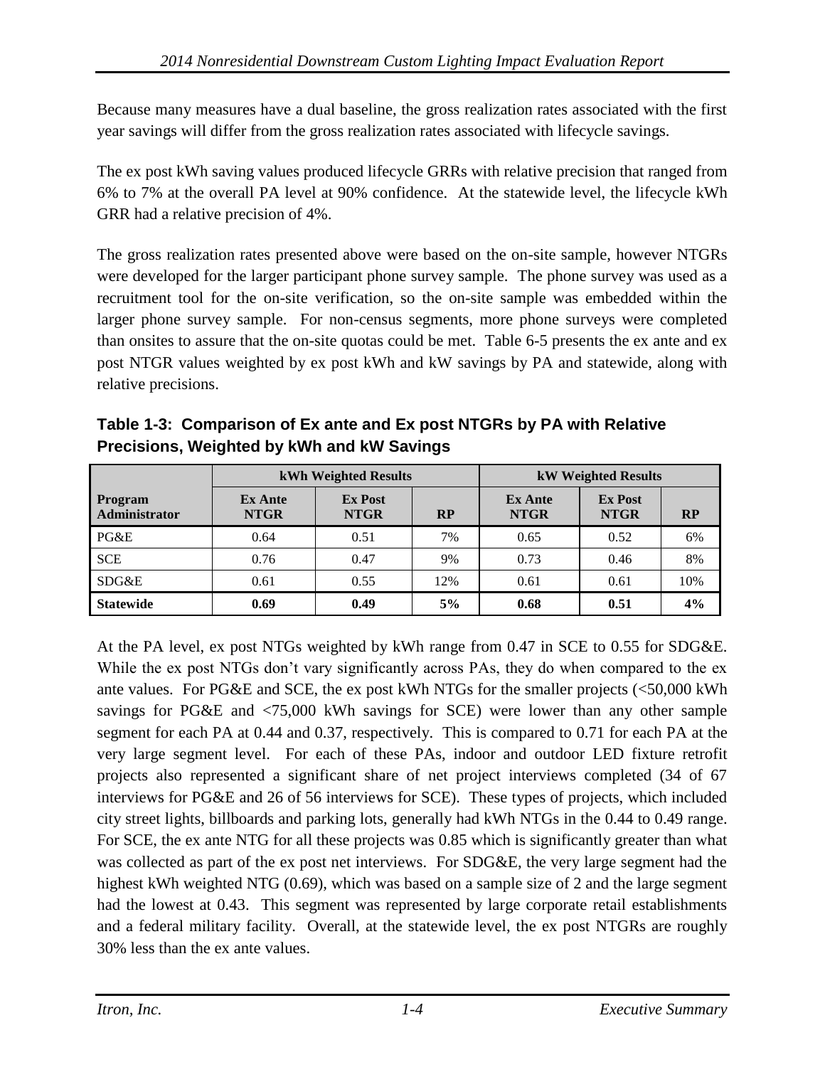Because many measures have a dual baseline, the gross realization rates associated with the first year savings will differ from the gross realization rates associated with lifecycle savings.

The ex post kWh saving values produced lifecycle GRRs with relative precision that ranged from 6% to 7% at the overall PA level at 90% confidence. At the statewide level, the lifecycle kWh GRR had a relative precision of 4%.

The gross realization rates presented above were based on the on-site sample, however NTGRs were developed for the larger participant phone survey sample. The phone survey was used as a recruitment tool for the on-site verification, so the on-site sample was embedded within the larger phone survey sample. For non-census segments, more phone surveys were completed than onsites to assure that the on-site quotas could be met. Table 6-5 presents the ex ante and ex post NTGR values weighted by ex post kWh and kW savings by PA and statewide, along with relative precisions.

**Table 1-3: Comparison of Ex ante and Ex post NTGRs by PA with Relative Precisions, Weighted by kWh and kW Savings**

| | kWh Weighted Results | | | kW Weighted Results | | |
|---|---|---|---|---|---|---|
| **Program Administrator** | **Ex Ante NTGR** | **Ex Post NTGR** | **RP** | **Ex Ante NTGR** | **Ex Post NTGR** | **RP** |
| PG&E | 0.64 | 0.51 | 7% | 0.65 | 0.52 | 6% |
| SCE | 0.76 | 0.47 | 9% | 0.73 | 0.46 | 8% |
| SDG&E | 0.61 | 0.55 | 12% | 0.61 | 0.61 | 10% |
| **Statewide** | **0.69** | **0.49** | **5%** | **0.68** | **0.51** | **4%** |

At the PA level, ex post NTGs weighted by kWh range from 0.47 in SCE to 0.55 for SDG&E. While the ex post NTGs don't vary significantly across PAs, they do when compared to the ex ante values. For PG&E and SCE, the ex post kWh NTGs for the smaller projects (<50,000 kWh savings for PG&E and <75,000 kWh savings for SCE) were lower than any other sample segment for each PA at 0.44 and 0.37, respectively. This is compared to 0.71 for each PA at the very large segment level. For each of these PAs, indoor and outdoor LED fixture retrofit projects also represented a significant share of net project interviews completed (34 of 67 interviews for PG&E and 26 of 56 interviews for SCE). These types of projects, which included city street lights, billboards and parking lots, generally had kWh NTGs in the 0.44 to 0.49 range. For SCE, the ex ante NTG for all these projects was 0.85 which is significantly greater than what was collected as part of the ex post net interviews. For SDG&E, the very large segment had the highest kWh weighted NTG (0.69), which was based on a sample size of 2 and the large segment had the lowest at 0.43. This segment was represented by large corporate retail establishments and a federal military facility. Overall, at the statewide level, the ex post NTGRs are roughly 30% less than the ex ante values.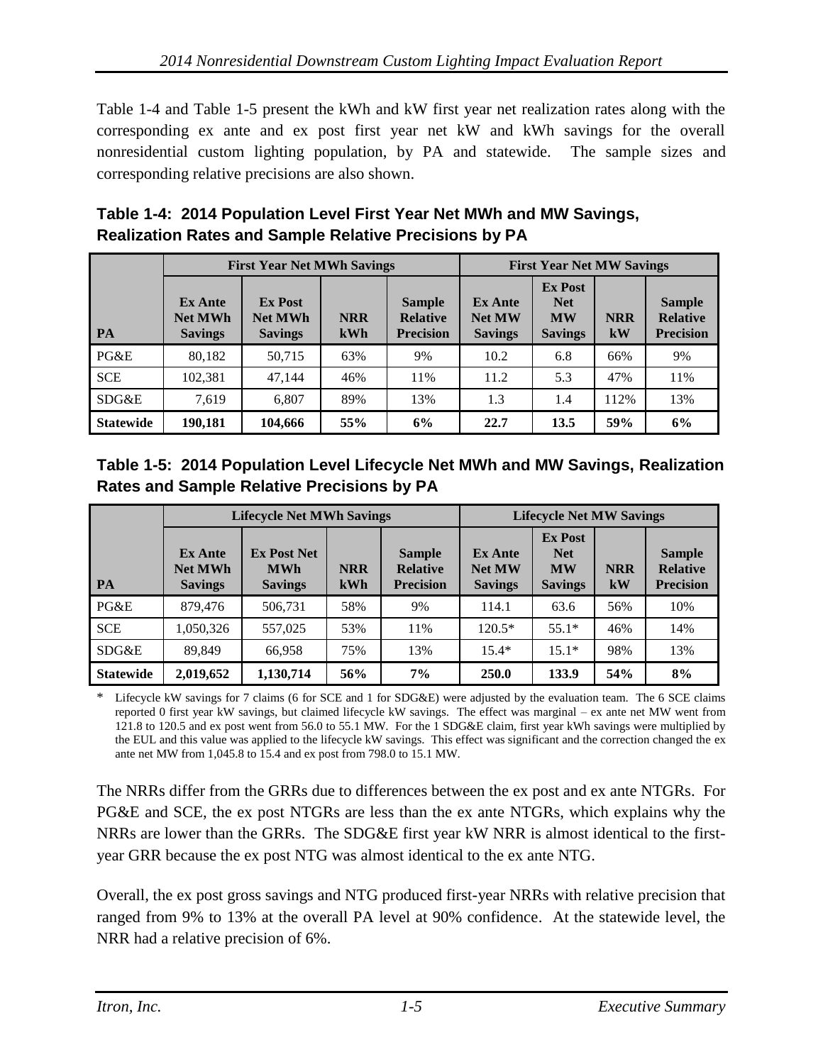Table 1-4 and Table 1-5 present the kWh and kW first year net realization rates along with the corresponding ex ante and ex post first year net kW and kWh savings for the overall nonresidential custom lighting population, by PA and statewide. The sample sizes and corresponding relative precisions are also shown.

**Table 1-4: 2014 Population Level First Year Net MWh and MW Savings, Realization Rates and Sample Relative Precisions by PA**

| | First Year Net MWh Savings | | | | First Year Net MW Savings | | | |
|---|---|---|---|---|---|---|---|---|
| **PA** | **Ex Ante Net MWh Savings** | **Ex Post Net MWh Savings** | **NRR kWh** | **Sample Relative Precision** | **Ex Ante Net MW Savings** | **Ex Post Net MW Savings** | **NRR kW** | **Sample Relative Precision** |
| PG&E | 80,182 | 50,715 | 63% | 9% | 10.2 | 6.8 | 66% | 9% |
| SCE | 102,381 | 47,144 | 46% | 11% | 11.2 | 5.3 | 47% | 11% |
| SDG&E | 7,619 | 6,807 | 89% | 13% | 1.3 | 1.4 | 112% | 13% |
| **Statewide** | **190,181** | **104,666** | **55%** | **6%** | **22.7** | **13.5** | **59%** | **6%** |

**Table 1-5: 2014 Population Level Lifecycle Net MWh and MW Savings, Realization Rates and Sample Relative Precisions by PA**

| | Lifecycle Net MWh Savings | | | | Lifecycle Net MW Savings | | | |
|---|---|---|---|---|---|---|---|---|
| **PA** | **Ex Ante Net MWh Savings** | **Ex Post Net MWh Savings** | **NRR kWh** | **Sample Relative Precision** | **Ex Ante Net MW Savings** | **Ex Post Net MW Savings** | **NRR kW** | **Sample Relative Precision** |
| PG&E | 879,476 | 506,731 | 58% | 9% | 114.1 | 63.6 | 56% | 10% |
| SCE | 1,050,326 | 557,025 | 53% | 11% | 120.5* | 55.1* | 46% | 14% |
| SDG&E | 89,849 | 66,958 | 75% | 13% | 15.4* | 15.1* | 98% | 13% |
| **Statewide** | **2,019,652** | **1,130,714** | **56%** | **7%** | **250.0** | **133.9** | **54%** | **8%** |

\* Lifecycle kW savings for 7 claims (6 for SCE and 1 for SDG&E) were adjusted by the evaluation team. The 6 SCE claims reported 0 first year kW savings, but claimed lifecycle kW savings. The effect was marginal – ex ante net MW went from 121.8 to 120.5 and ex post went from 56.0 to 55.1 MW. For the 1 SDG&E claim, first year kWh savings were multiplied by the EUL and this value was applied to the lifecycle kW savings. This effect was significant and the correction changed the ex ante net MW from 1,045.8 to 15.4 and ex post from 798.0 to 15.1 MW.

The NRRs differ from the GRRs due to differences between the ex post and ex ante NTGRs. For PG&E and SCE, the ex post NTGRs are less than the ex ante NTGRs, which explains why the NRRs are lower than the GRRs. The SDG&E first year kW NRR is almost identical to the first-year GRR because the ex post NTG was almost identical to the ex ante NTG.

Overall, the ex post gross savings and NTG produced first-year NRRs with relative precision that ranged from 9% to 13% at the overall PA level at 90% confidence. At the statewide level, the NRR had a relative precision of 6%.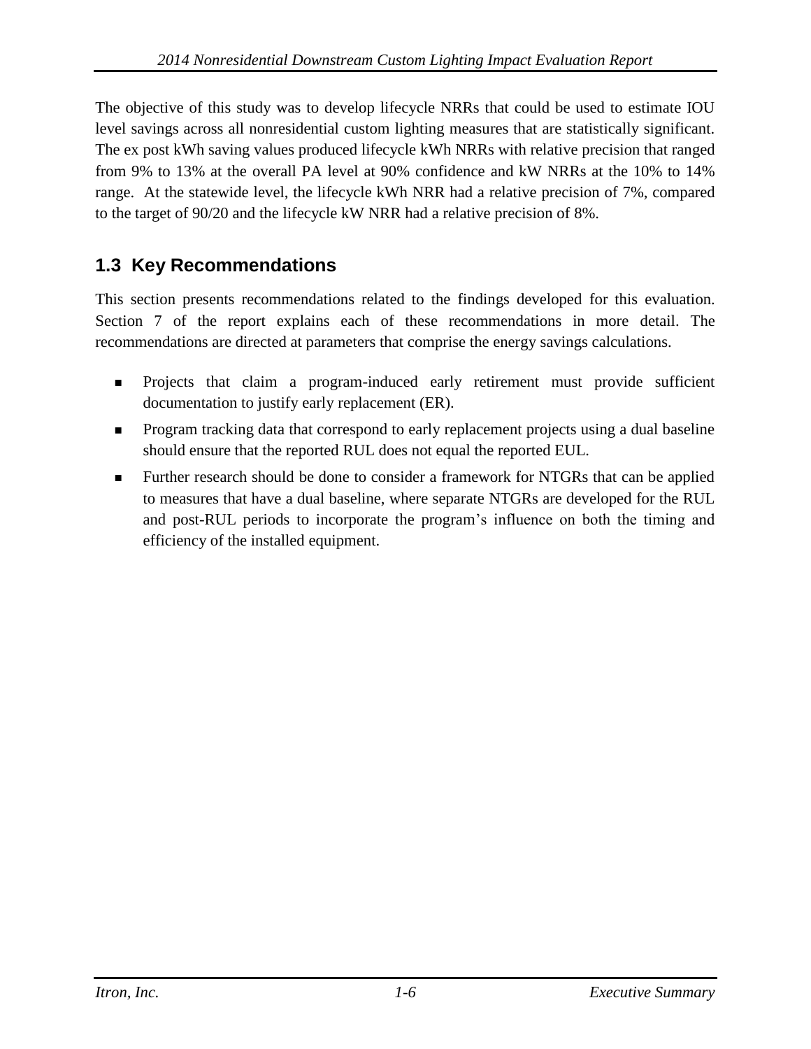The objective of this study was to develop lifecycle NRRs that could be used to estimate IOU level savings across all nonresidential custom lighting measures that are statistically significant. The ex post kWh saving values produced lifecycle kWh NRRs with relative precision that ranged from 9% to 13% at the overall PA level at 90% confidence and kW NRRs at the 10% to 14% range. At the statewide level, the lifecycle kWh NRR had a relative precision of 7%, compared to the target of 90/20 and the lifecycle kW NRR had a relative precision of 8%.

## 1.3 Key Recommendations

This section presents recommendations related to the findings developed for this evaluation. Section 7 of the report explains each of these recommendations in more detail. The recommendations are directed at parameters that comprise the energy savings calculations.

- Projects that claim a program-induced early retirement must provide sufficient documentation to justify early replacement (ER).
- Program tracking data that correspond to early replacement projects using a dual baseline should ensure that the reported RUL does not equal the reported EUL.
- Further research should be done to consider a framework for NTGRs that can be applied to measures that have a dual baseline, where separate NTGRs are developed for the RUL and post-RUL periods to incorporate the program's influence on both the timing and efficiency of the installed equipment.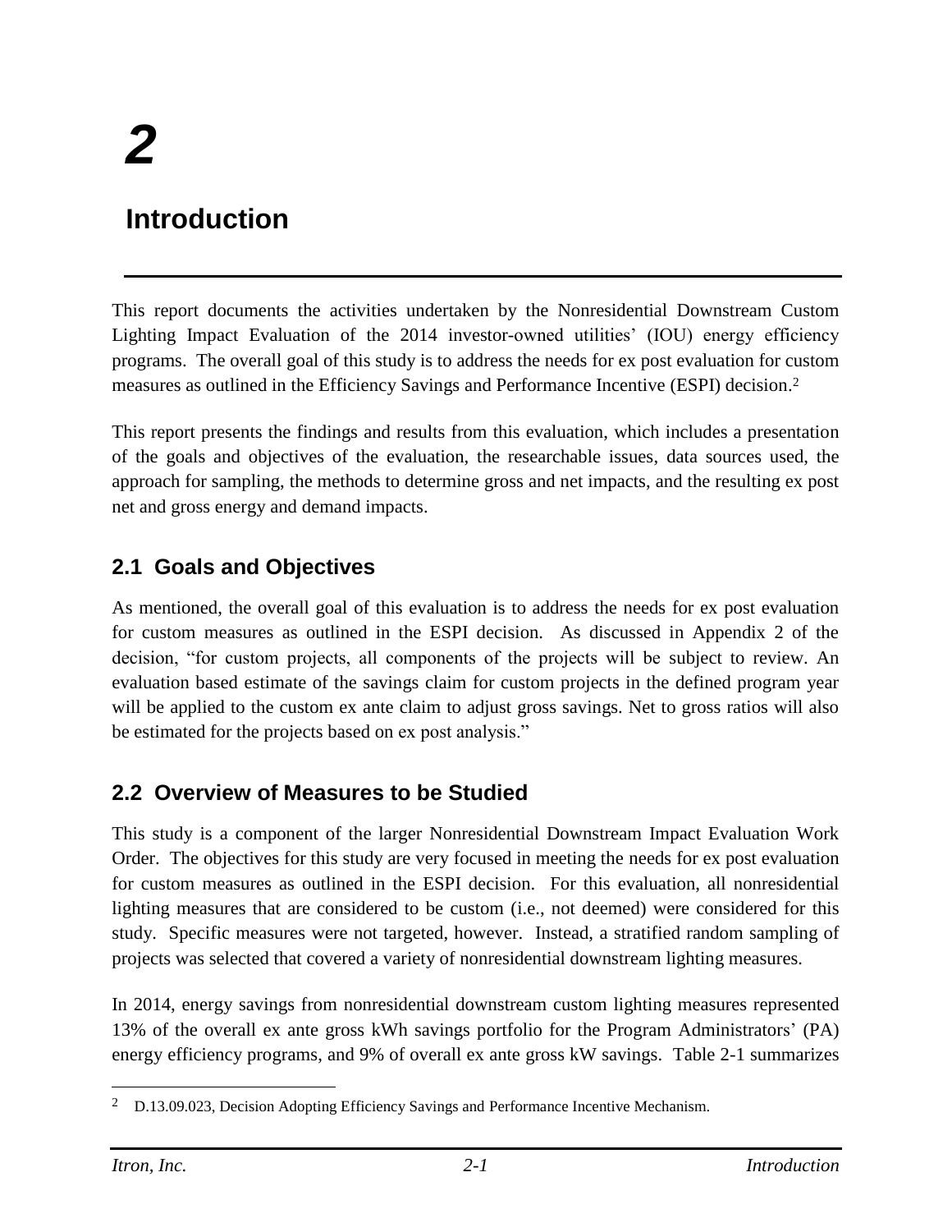# 2

# Introduction

This report documents the activities undertaken by the Nonresidential Downstream Custom Lighting Impact Evaluation of the 2014 investor-owned utilities' (IOU) energy efficiency programs. The overall goal of this study is to address the needs for ex post evaluation for custom measures as outlined in the Efficiency Savings and Performance Incentive (ESPI) decision.[2]

This report presents the findings and results from this evaluation, which includes a presentation of the goals and objectives of the evaluation, the researchable issues, data sources used, the approach for sampling, the methods to determine gross and net impacts, and the resulting ex post net and gross energy and demand impacts.

## 2.1 Goals and Objectives

As mentioned, the overall goal of this evaluation is to address the needs for ex post evaluation for custom measures as outlined in the ESPI decision. As discussed in Appendix 2 of the decision, "for custom projects, all components of the projects will be subject to review. An evaluation based estimate of the savings claim for custom projects in the defined program year will be applied to the custom ex ante claim to adjust gross savings. Net to gross ratios will also be estimated for the projects based on ex post analysis."

## 2.2 Overview of Measures to be Studied

This study is a component of the larger Nonresidential Downstream Impact Evaluation Work Order. The objectives for this study are very focused in meeting the needs for ex post evaluation for custom measures as outlined in the ESPI decision. For this evaluation, all nonresidential lighting measures that are considered to be custom (i.e., not deemed) were considered for this study. Specific measures were not targeted, however. Instead, a stratified random sampling of projects was selected that covered a variety of nonresidential downstream lighting measures.

In 2014, energy savings from nonresidential downstream custom lighting measures represented 13% of the overall ex ante gross kWh savings portfolio for the Program Administrators' (PA) energy efficiency programs, and 9% of overall ex ante gross kW savings. Table 2-1 summarizes

---

[2] D.13.09.023, Decision Adopting Efficiency Savings and Performance Incentive Mechanism.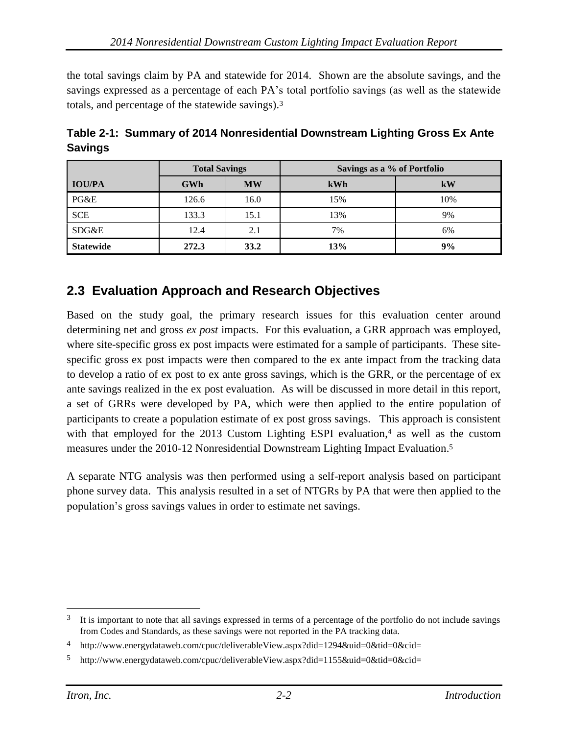the total savings claim by PA and statewide for 2014. Shown are the absolute savings, and the savings expressed as a percentage of each PA's total portfolio savings (as well as the statewide totals, and percentage of the statewide savings).[3]

**Table 2-1: Summary of 2014 Nonresidential Downstream Lighting Gross Ex Ante Savings**

| | Total Savings | | Savings as a % of Portfolio | |
|---|---|---|---|---|
| **IOU/PA** | **GWh** | **MW** | **kWh** | **kW** |
| PG&E | 126.6 | 16.0 | 15% | 10% |
| SCE | 133.3 | 15.1 | 13% | 9% |
| SDG&E | 12.4 | 2.1 | 7% | 6% |
| **Statewide** | **272.3** | **33.2** | **13%** | **9%** |

## 2.3 Evaluation Approach and Research Objectives

Based on the study goal, the primary research issues for this evaluation center around determining net and gross *ex post* impacts. For this evaluation, a GRR approach was employed, where site-specific gross ex post impacts were estimated for a sample of participants. These site-specific gross ex post impacts were then compared to the ex ante impact from the tracking data to develop a ratio of ex post to ex ante gross savings, which is the GRR, or the percentage of ex ante savings realized in the ex post evaluation. As will be discussed in more detail in this report, a set of GRRs were developed by PA, which were then applied to the entire population of participants to create a population estimate of ex post gross savings. This approach is consistent with that employed for the 2013 Custom Lighting ESPI evaluation,[4] as well as the custom measures under the 2010-12 Nonresidential Downstream Lighting Impact Evaluation.[5]

A separate NTG analysis was then performed using a self-report analysis based on participant phone survey data. This analysis resulted in a set of NTGRs by PA that were then applied to the population's gross savings values in order to estimate net savings.

[3] It is important to note that all savings expressed in terms of a percentage of the portfolio do not include savings from Codes and Standards, as these savings were not reported in the PA tracking data.

[4] http://www.energydataweb.com/cpuc/deliverableView.aspx?did=1294&uid=0&tid=0&cid=

[5] http://www.energydataweb.com/cpuc/deliverableView.aspx?did=1155&uid=0&tid=0&cid=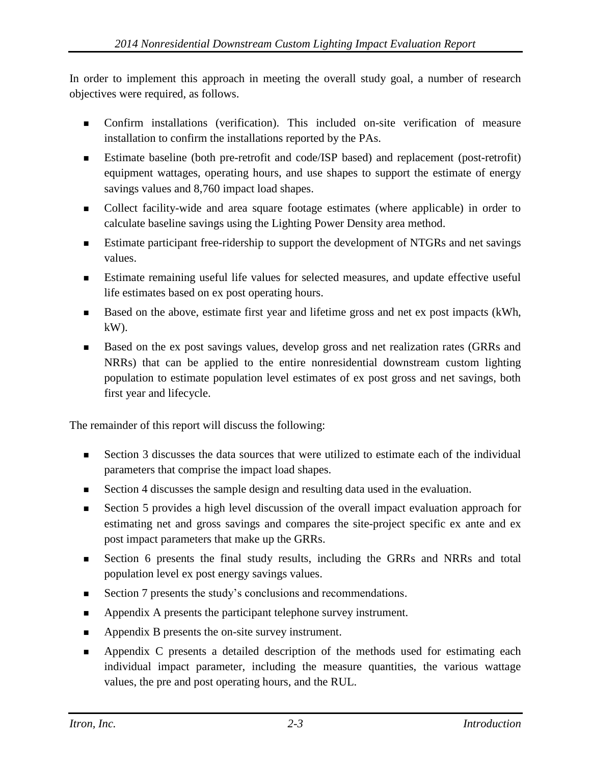In order to implement this approach in meeting the overall study goal, a number of research objectives were required, as follows.

- Confirm installations (verification). This included on-site verification of measure installation to confirm the installations reported by the PAs.
- Estimate baseline (both pre-retrofit and code/ISP based) and replacement (post-retrofit) equipment wattages, operating hours, and use shapes to support the estimate of energy savings values and 8,760 impact load shapes.
- Collect facility-wide and area square footage estimates (where applicable) in order to calculate baseline savings using the Lighting Power Density area method.
- Estimate participant free-ridership to support the development of NTGRs and net savings values.
- Estimate remaining useful life values for selected measures, and update effective useful life estimates based on ex post operating hours.
- Based on the above, estimate first year and lifetime gross and net ex post impacts (kWh, kW).
- Based on the ex post savings values, develop gross and net realization rates (GRRs and NRRs) that can be applied to the entire nonresidential downstream custom lighting population to estimate population level estimates of ex post gross and net savings, both first year and lifecycle.

The remainder of this report will discuss the following:

- Section 3 discusses the data sources that were utilized to estimate each of the individual parameters that comprise the impact load shapes.
- Section 4 discusses the sample design and resulting data used in the evaluation.
- Section 5 provides a high level discussion of the overall impact evaluation approach for estimating net and gross savings and compares the site-project specific ex ante and ex post impact parameters that make up the GRRs.
- Section 6 presents the final study results, including the GRRs and NRRs and total population level ex post energy savings values.
- Section 7 presents the study's conclusions and recommendations.
- Appendix A presents the participant telephone survey instrument.
- Appendix B presents the on-site survey instrument.
- Appendix C presents a detailed description of the methods used for estimating each individual impact parameter, including the measure quantities, the various wattage values, the pre and post operating hours, and the RUL.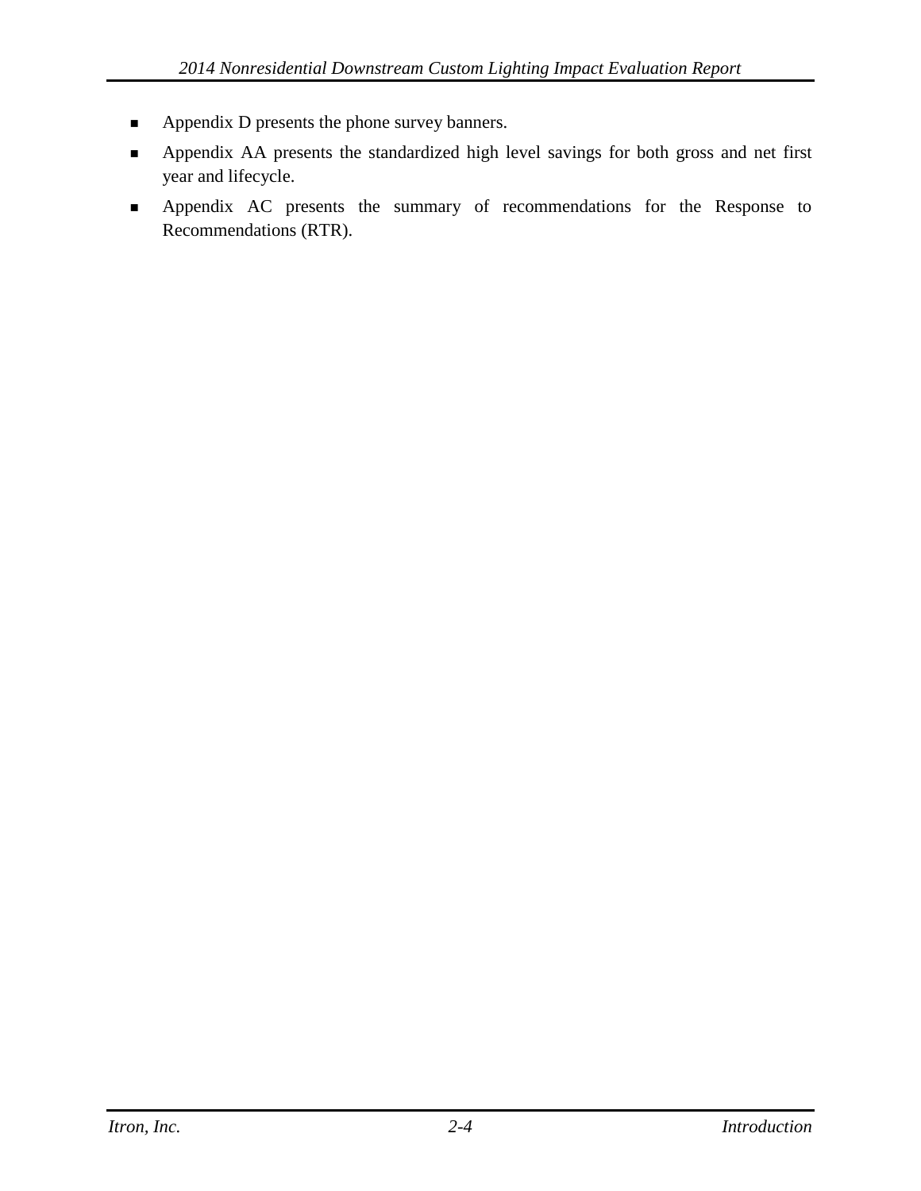- Appendix D presents the phone survey banners.
- Appendix AA presents the standardized high level savings for both gross and net first year and lifecycle.
- Appendix AC presents the summary of recommendations for the Response to Recommendations (RTR).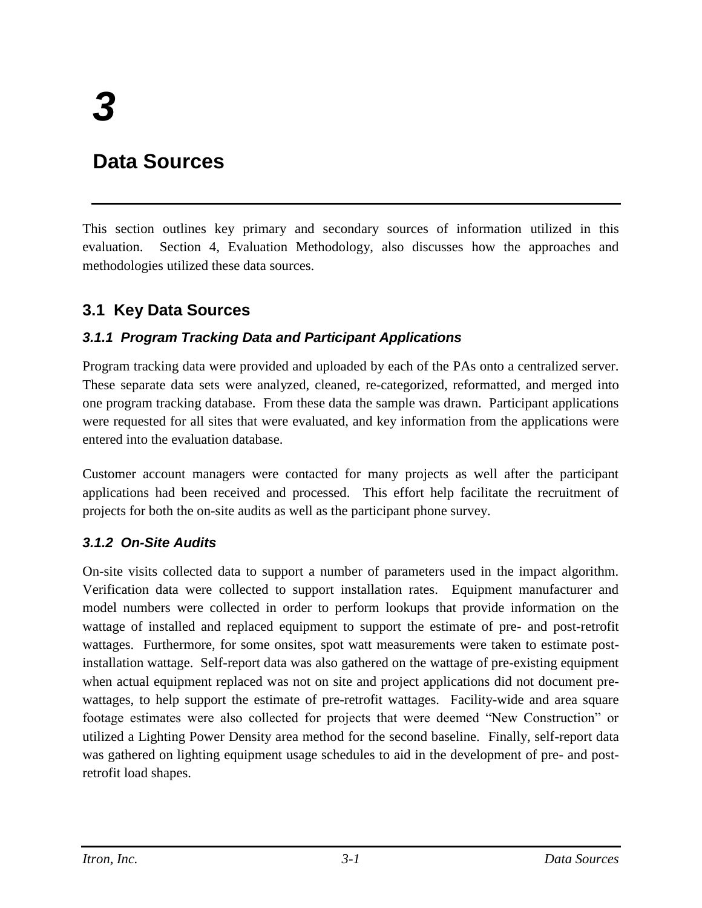# 3

# Data Sources

This section outlines key primary and secondary sources of information utilized in this evaluation. Section 4, Evaluation Methodology, also discusses how the approaches and methodologies utilized these data sources.

## 3.1 Key Data Sources

### *3.1.1 Program Tracking Data and Participant Applications*

Program tracking data were provided and uploaded by each of the PAs onto a centralized server. These separate data sets were analyzed, cleaned, re-categorized, reformatted, and merged into one program tracking database. From these data the sample was drawn. Participant applications were requested for all sites that were evaluated, and key information from the applications were entered into the evaluation database.

Customer account managers were contacted for many projects as well after the participant applications had been received and processed. This effort help facilitate the recruitment of projects for both the on-site audits as well as the participant phone survey.

### *3.1.2 On-Site Audits*

On-site visits collected data to support a number of parameters used in the impact algorithm. Verification data were collected to support installation rates. Equipment manufacturer and model numbers were collected in order to perform lookups that provide information on the wattage of installed and replaced equipment to support the estimate of pre- and post-retrofit wattages. Furthermore, for some onsites, spot watt measurements were taken to estimate post-installation wattage. Self-report data was also gathered on the wattage of pre-existing equipment when actual equipment replaced was not on site and project applications did not document pre-wattages, to help support the estimate of pre-retrofit wattages. Facility-wide and area square footage estimates were also collected for projects that were deemed “New Construction” or utilized a Lighting Power Density area method for the second baseline. Finally, self-report data was gathered on lighting equipment usage schedules to aid in the development of pre- and post-retrofit load shapes.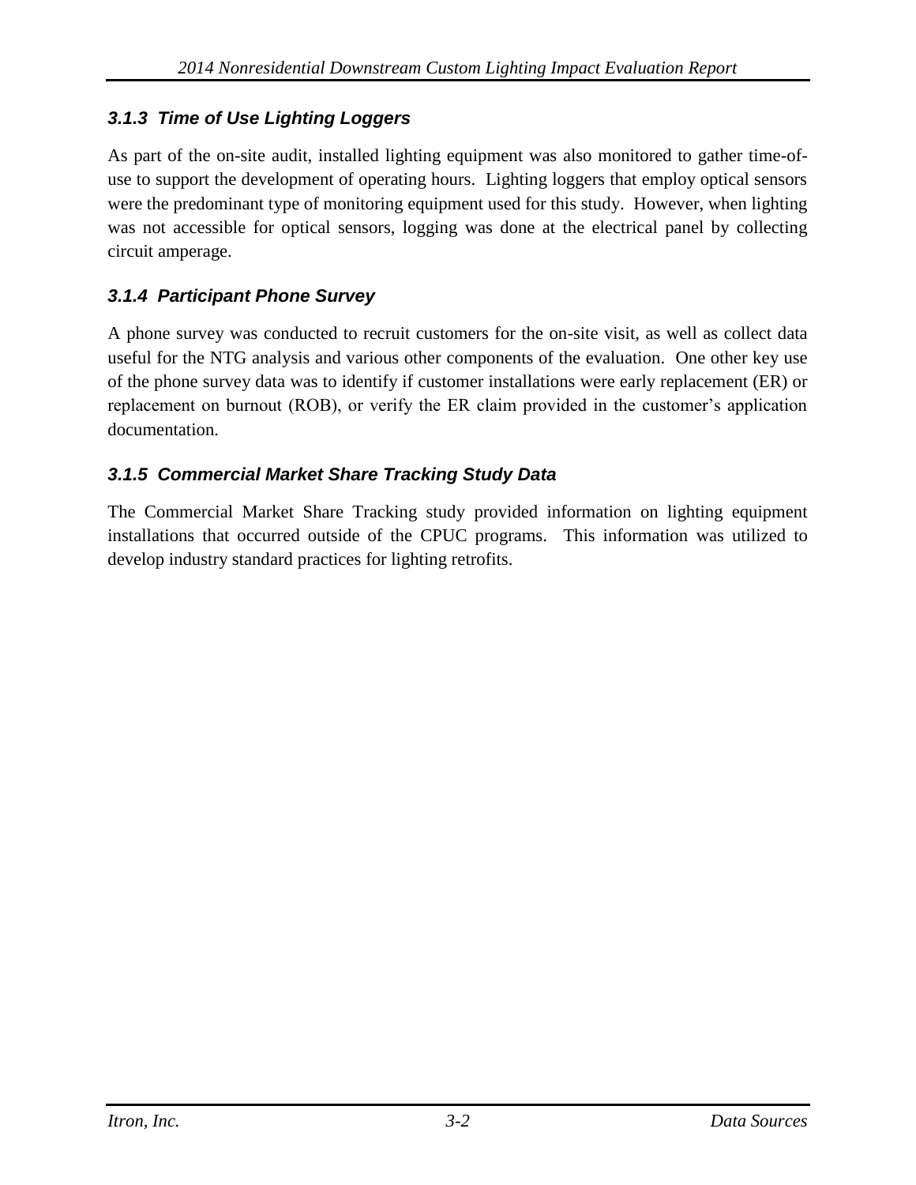### 3.1.3 Time of Use Lighting Loggers

As part of the on-site audit, installed lighting equipment was also monitored to gather time-of-use to support the development of operating hours. Lighting loggers that employ optical sensors were the predominant type of monitoring equipment used for this study. However, when lighting was not accessible for optical sensors, logging was done at the electrical panel by collecting circuit amperage.

### 3.1.4 Participant Phone Survey

A phone survey was conducted to recruit customers for the on-site visit, as well as collect data useful for the NTG analysis and various other components of the evaluation. One other key use of the phone survey data was to identify if customer installations were early replacement (ER) or replacement on burnout (ROB), or verify the ER claim provided in the customer's application documentation.

### 3.1.5 Commercial Market Share Tracking Study Data

The Commercial Market Share Tracking study provided information on lighting equipment installations that occurred outside of the CPUC programs. This information was utilized to develop industry standard practices for lighting retrofits.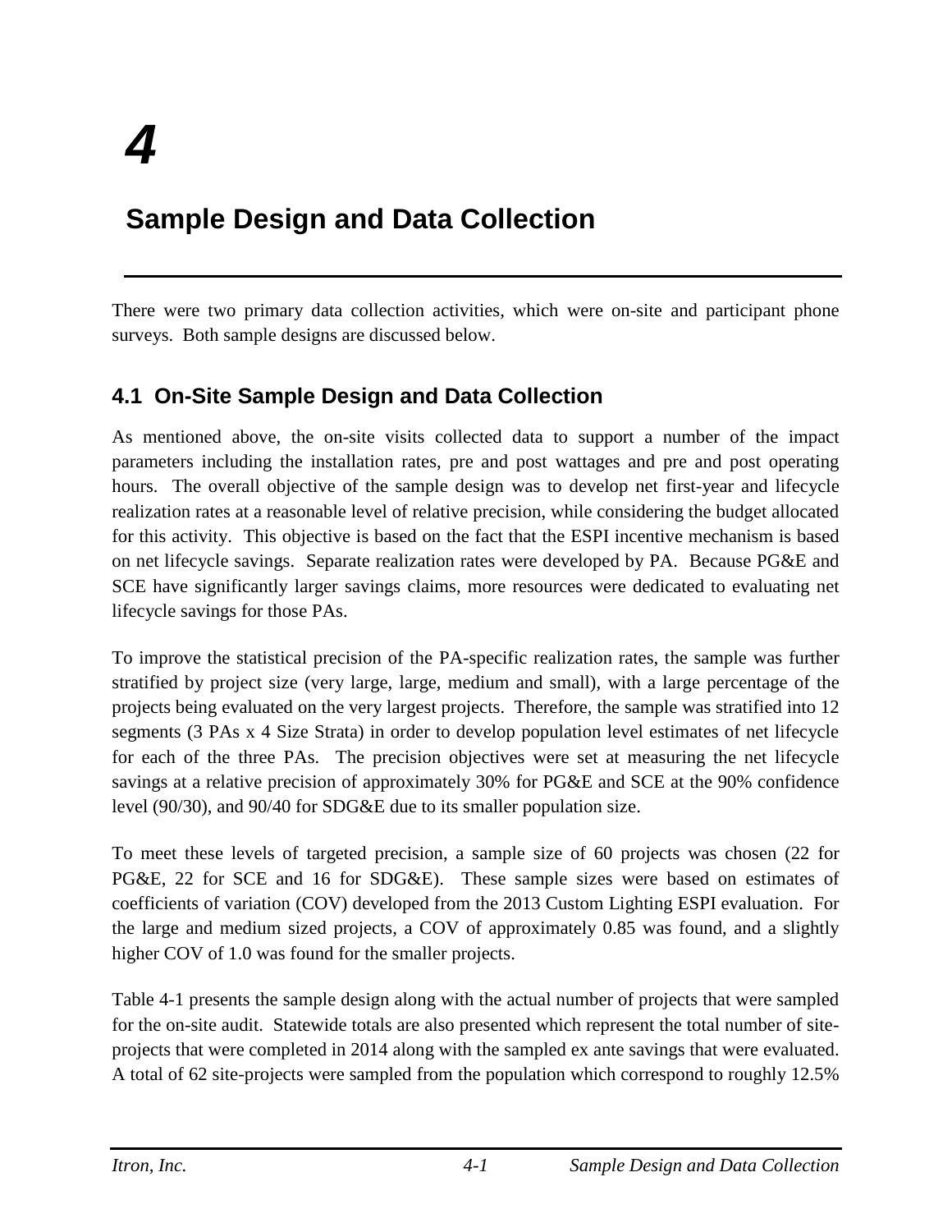# 4

# Sample Design and Data Collection

There were two primary data collection activities, which were on-site and participant phone surveys. Both sample designs are discussed below.

## 4.1 On-Site Sample Design and Data Collection

As mentioned above, the on-site visits collected data to support a number of the impact parameters including the installation rates, pre and post wattages and pre and post operating hours. The overall objective of the sample design was to develop net first-year and lifecycle realization rates at a reasonable level of relative precision, while considering the budget allocated for this activity. This objective is based on the fact that the ESPI incentive mechanism is based on net lifecycle savings. Separate realization rates were developed by PA. Because PG&E and SCE have significantly larger savings claims, more resources were dedicated to evaluating net lifecycle savings for those PAs.

To improve the statistical precision of the PA-specific realization rates, the sample was further stratified by project size (very large, large, medium and small), with a large percentage of the projects being evaluated on the very largest projects. Therefore, the sample was stratified into 12 segments (3 PAs x 4 Size Strata) in order to develop population level estimates of net lifecycle for each of the three PAs. The precision objectives were set at measuring the net lifecycle savings at a relative precision of approximately 30% for PG&E and SCE at the 90% confidence level (90/30), and 90/40 for SDG&E due to its smaller population size.

To meet these levels of targeted precision, a sample size of 60 projects was chosen (22 for PG&E, 22 for SCE and 16 for SDG&E). These sample sizes were based on estimates of coefficients of variation (COV) developed from the 2013 Custom Lighting ESPI evaluation. For the large and medium sized projects, a COV of approximately 0.85 was found, and a slightly higher COV of 1.0 was found for the smaller projects.

Table 4-1 presents the sample design along with the actual number of projects that were sampled for the on-site audit. Statewide totals are also presented which represent the total number of site-projects that were completed in 2014 along with the sampled ex ante savings that were evaluated. A total of 62 site-projects were sampled from the population which correspond to roughly 12.5%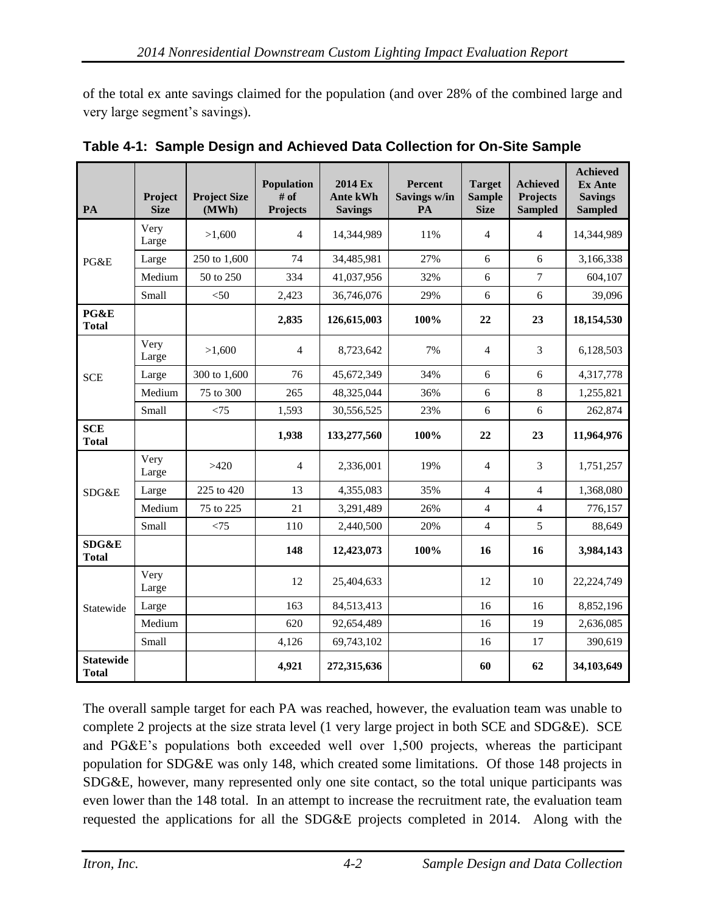of the total ex ante savings claimed for the population (and over 28% of the combined large and very large segment's savings).

**Table 4-1: Sample Design and Achieved Data Collection for On-Site Sample**

| PA | Project Size | Project Size (MWh) | Population # of Projects | 2014 Ex Ante kWh Savings | Percent Savings w/in PA | Target Sample Size | Achieved Projects Sampled | Achieved Ex Ante Savings Sampled |
|---|---|---|---|---|---|---|---|---|
| PG&E | Very Large | >1,600 | 4 | 14,344,989 | 11% | 4 | 4 | 14,344,989 |
| | Large | 250 to 1,600 | 74 | 34,485,981 | 27% | 6 | 6 | 3,166,338 |
| | Medium | 50 to 250 | 334 | 41,037,956 | 32% | 6 | 7 | 604,107 |
| | Small | <50 | 2,423 | 36,746,076 | 29% | 6 | 6 | 39,096 |
| **PG&E Total** | | | **2,835** | **126,615,003** | **100%** | **22** | **23** | **18,154,530** |
| SCE | Very Large | >1,600 | 4 | 8,723,642 | 7% | 4 | 3 | 6,128,503 |
| | Large | 300 to 1,600 | 76 | 45,672,349 | 34% | 6 | 6 | 4,317,778 |
| | Medium | 75 to 300 | 265 | 48,325,044 | 36% | 6 | 8 | 1,255,821 |
| | Small | <75 | 1,593 | 30,556,525 | 23% | 6 | 6 | 262,874 |
| **SCE Total** | | | **1,938** | **133,277,560** | **100%** | **22** | **23** | **11,964,976** |
| SDG&E | Very Large | >420 | 4 | 2,336,001 | 19% | 4 | 3 | 1,751,257 |
| | Large | 225 to 420 | 13 | 4,355,083 | 35% | 4 | 4 | 1,368,080 |
| | Medium | 75 to 225 | 21 | 3,291,489 | 26% | 4 | 4 | 776,157 |
| | Small | <75 | 110 | 2,440,500 | 20% | 4 | 5 | 88,649 |
| **SDG&E Total** | | | **148** | **12,423,073** | **100%** | **16** | **16** | **3,984,143** |
| Statewide | Very Large | | 12 | 25,404,633 | | 12 | 10 | 22,224,749 |
| | Large | | 163 | 84,513,413 | | 16 | 16 | 8,852,196 |
| | Medium | | 620 | 92,654,489 | | 16 | 19 | 2,636,085 |
| | Small | | 4,126 | 69,743,102 | | 16 | 17 | 390,619 |
| **Statewide Total** | | | **4,921** | **272,315,636** | | **60** | **62** | **34,103,649** |

The overall sample target for each PA was reached, however, the evaluation team was unable to complete 2 projects at the size strata level (1 very large project in both SCE and SDG&E). SCE and PG&E's populations both exceeded well over 1,500 projects, whereas the participant population for SDG&E was only 148, which created some limitations. Of those 148 projects in SDG&E, however, many represented only one site contact, so the total unique participants was even lower than the 148 total. In an attempt to increase the recruitment rate, the evaluation team requested the applications for all the SDG&E projects completed in 2014. Along with the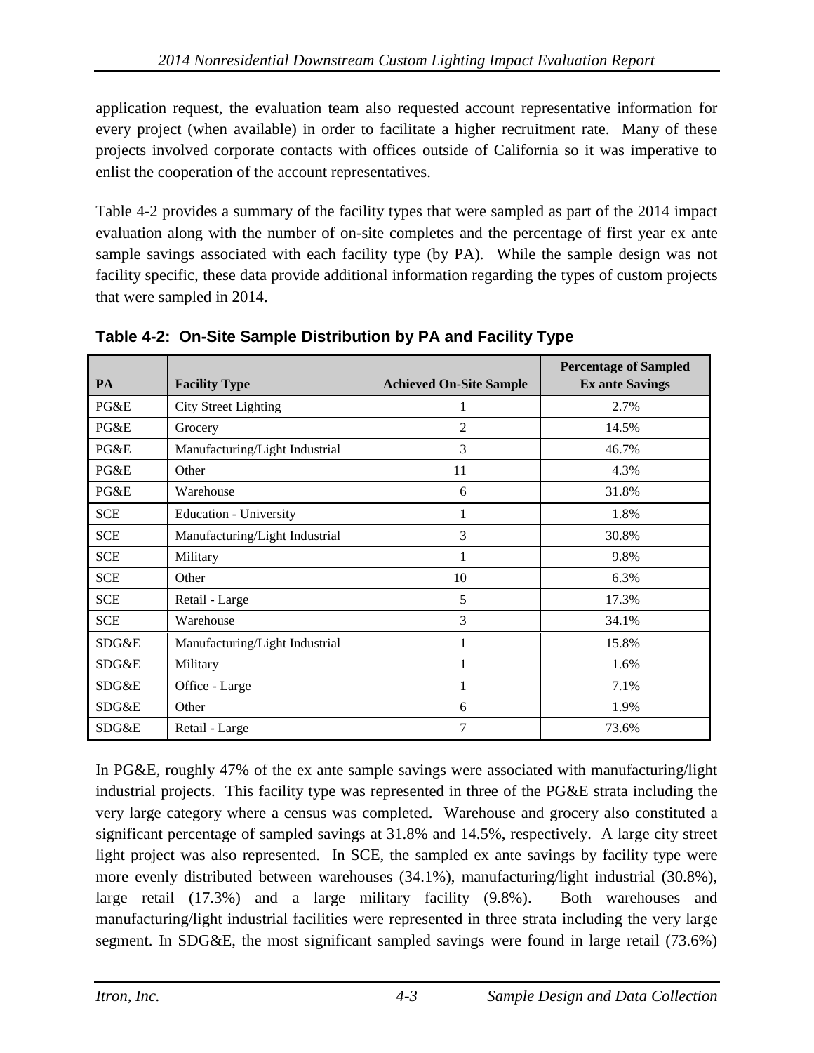application request, the evaluation team also requested account representative information for every project (when available) in order to facilitate a higher recruitment rate. Many of these projects involved corporate contacts with offices outside of California so it was imperative to enlist the cooperation of the account representatives.

Table 4-2 provides a summary of the facility types that were sampled as part of the 2014 impact evaluation along with the number of on-site completes and the percentage of first year ex ante sample savings associated with each facility type (by PA). While the sample design was not facility specific, these data provide additional information regarding the types of custom projects that were sampled in 2014.

**Table 4-2: On-Site Sample Distribution by PA and Facility Type**

| PA | Facility Type | Achieved On-Site Sample | Percentage of Sampled Ex ante Savings |
|---|---|---|---|
| PG&E | City Street Lighting | 1 | 2.7% |
| PG&E | Grocery | 2 | 14.5% |
| PG&E | Manufacturing/Light Industrial | 3 | 46.7% |
| PG&E | Other | 11 | 4.3% |
| PG&E | Warehouse | 6 | 31.8% |
| SCE | Education - University | 1 | 1.8% |
| SCE | Manufacturing/Light Industrial | 3 | 30.8% |
| SCE | Military | 1 | 9.8% |
| SCE | Other | 10 | 6.3% |
| SCE | Retail - Large | 5 | 17.3% |
| SCE | Warehouse | 3 | 34.1% |
| SDG&E | Manufacturing/Light Industrial | 1 | 15.8% |
| SDG&E | Military | 1 | 1.6% |
| SDG&E | Office - Large | 1 | 7.1% |
| SDG&E | Other | 6 | 1.9% |
| SDG&E | Retail - Large | 7 | 73.6% |

In PG&E, roughly 47% of the ex ante sample savings were associated with manufacturing/light industrial projects. This facility type was represented in three of the PG&E strata including the very large category where a census was completed. Warehouse and grocery also constituted a significant percentage of sampled savings at 31.8% and 14.5%, respectively. A large city street light project was also represented. In SCE, the sampled ex ante savings by facility type were more evenly distributed between warehouses (34.1%), manufacturing/light industrial (30.8%), large retail (17.3%) and a large military facility (9.8%). Both warehouses and manufacturing/light industrial facilities were represented in three strata including the very large segment. In SDG&E, the most significant sampled savings were found in large retail (73.6%)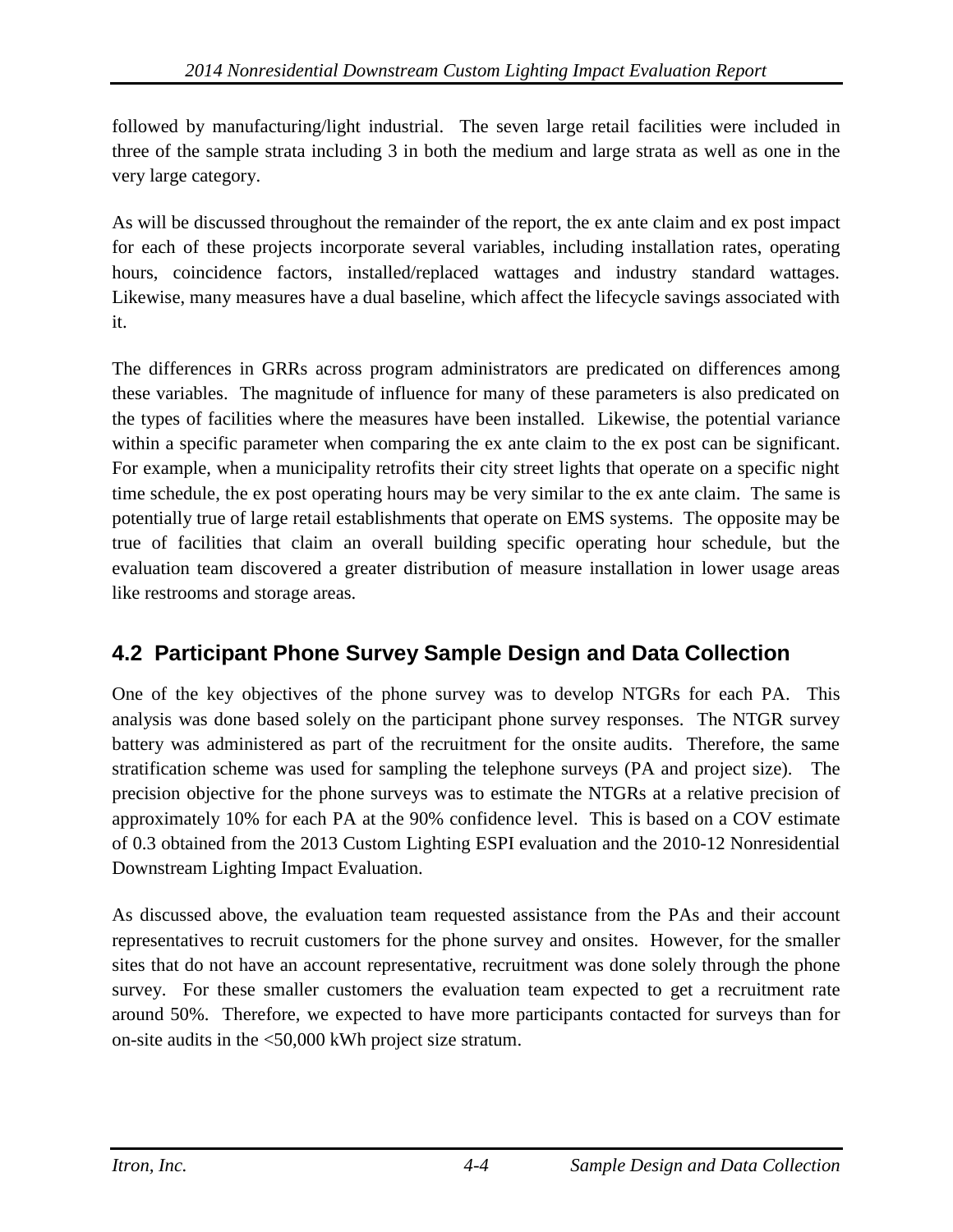followed by manufacturing/light industrial. The seven large retail facilities were included in three of the sample strata including 3 in both the medium and large strata as well as one in the very large category.

As will be discussed throughout the remainder of the report, the ex ante claim and ex post impact for each of these projects incorporate several variables, including installation rates, operating hours, coincidence factors, installed/replaced wattages and industry standard wattages. Likewise, many measures have a dual baseline, which affect the lifecycle savings associated with it.

The differences in GRRs across program administrators are predicated on differences among these variables. The magnitude of influence for many of these parameters is also predicated on the types of facilities where the measures have been installed. Likewise, the potential variance within a specific parameter when comparing the ex ante claim to the ex post can be significant. For example, when a municipality retrofits their city street lights that operate on a specific night time schedule, the ex post operating hours may be very similar to the ex ante claim. The same is potentially true of large retail establishments that operate on EMS systems. The opposite may be true of facilities that claim an overall building specific operating hour schedule, but the evaluation team discovered a greater distribution of measure installation in lower usage areas like restrooms and storage areas.

## 4.2 Participant Phone Survey Sample Design and Data Collection

One of the key objectives of the phone survey was to develop NTGRs for each PA. This analysis was done based solely on the participant phone survey responses. The NTGR survey battery was administered as part of the recruitment for the onsite audits. Therefore, the same stratification scheme was used for sampling the telephone surveys (PA and project size). The precision objective for the phone surveys was to estimate the NTGRs at a relative precision of approximately 10% for each PA at the 90% confidence level. This is based on a COV estimate of 0.3 obtained from the 2013 Custom Lighting ESPI evaluation and the 2010-12 Nonresidential Downstream Lighting Impact Evaluation.

As discussed above, the evaluation team requested assistance from the PAs and their account representatives to recruit customers for the phone survey and onsites. However, for the smaller sites that do not have an account representative, recruitment was done solely through the phone survey. For these smaller customers the evaluation team expected to get a recruitment rate around 50%. Therefore, we expected to have more participants contacted for surveys than for on-site audits in the <50,000 kWh project size stratum.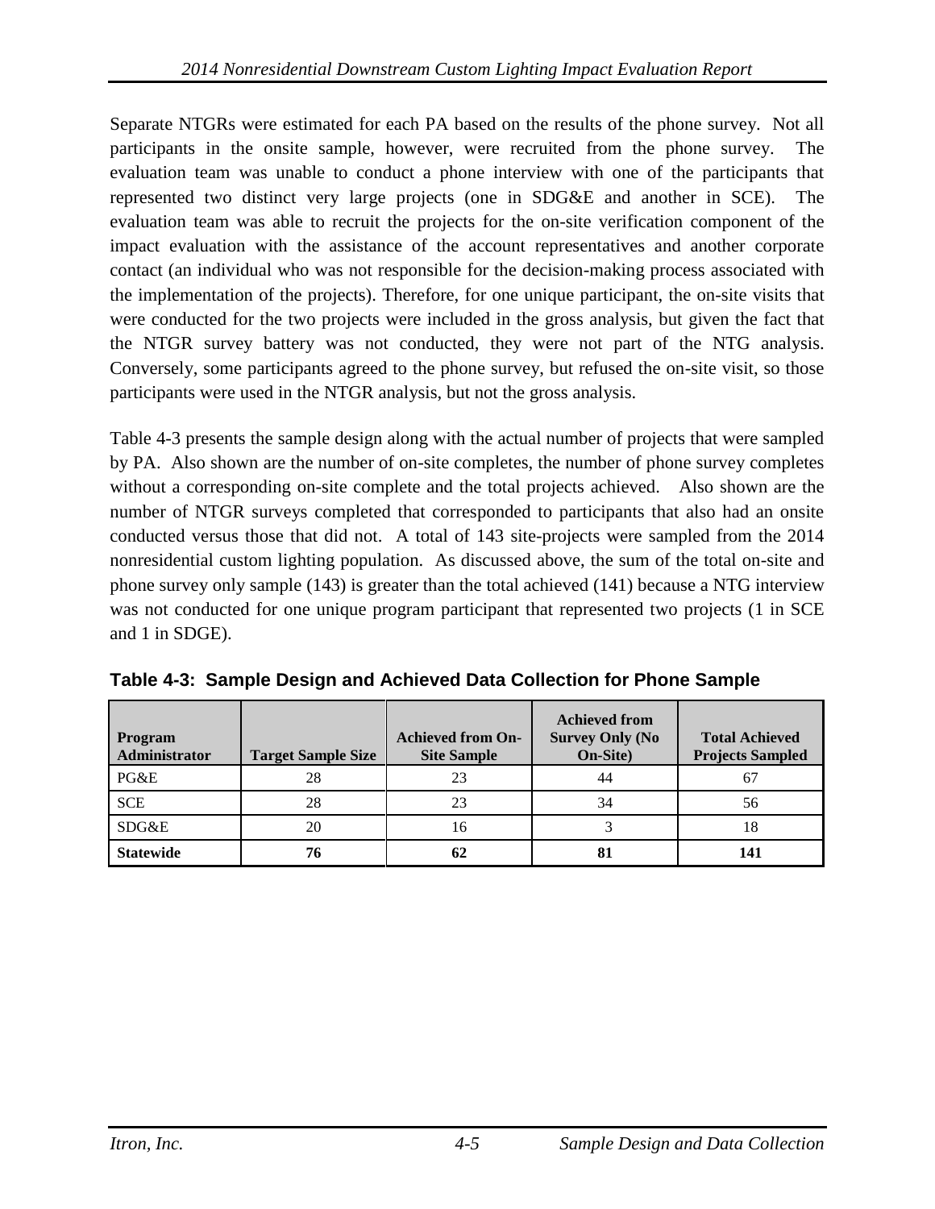Separate NTGRs were estimated for each PA based on the results of the phone survey. Not all participants in the onsite sample, however, were recruited from the phone survey. The evaluation team was unable to conduct a phone interview with one of the participants that represented two distinct very large projects (one in SDG&E and another in SCE). The evaluation team was able to recruit the projects for the on-site verification component of the impact evaluation with the assistance of the account representatives and another corporate contact (an individual who was not responsible for the decision-making process associated with the implementation of the projects). Therefore, for one unique participant, the on-site visits that were conducted for the two projects were included in the gross analysis, but given the fact that the NTGR survey battery was not conducted, they were not part of the NTG analysis. Conversely, some participants agreed to the phone survey, but refused the on-site visit, so those participants were used in the NTGR analysis, but not the gross analysis.

Table 4-3 presents the sample design along with the actual number of projects that were sampled by PA. Also shown are the number of on-site completes, the number of phone survey completes without a corresponding on-site complete and the total projects achieved. Also shown are the number of NTGR surveys completed that corresponded to participants that also had an onsite conducted versus those that did not. A total of 143 site-projects were sampled from the 2014 nonresidential custom lighting population. As discussed above, the sum of the total on-site and phone survey only sample (143) is greater than the total achieved (141) because a NTG interview was not conducted for one unique program participant that represented two projects (1 in SCE and 1 in SDGE).

**Table 4-3: Sample Design and Achieved Data Collection for Phone Sample**

| Program Administrator | Target Sample Size | Achieved from On-Site Sample | Achieved from Survey Only (No On-Site) | Total Achieved Projects Sampled |
|---|---|---|---|---|
| PG&E | 28 | 23 | 44 | 67 |
| SCE | 28 | 23 | 34 | 56 |
| SDG&E | 20 | 16 | 3 | 18 |
| **Statewide** | **76** | **62** | **81** | **141** |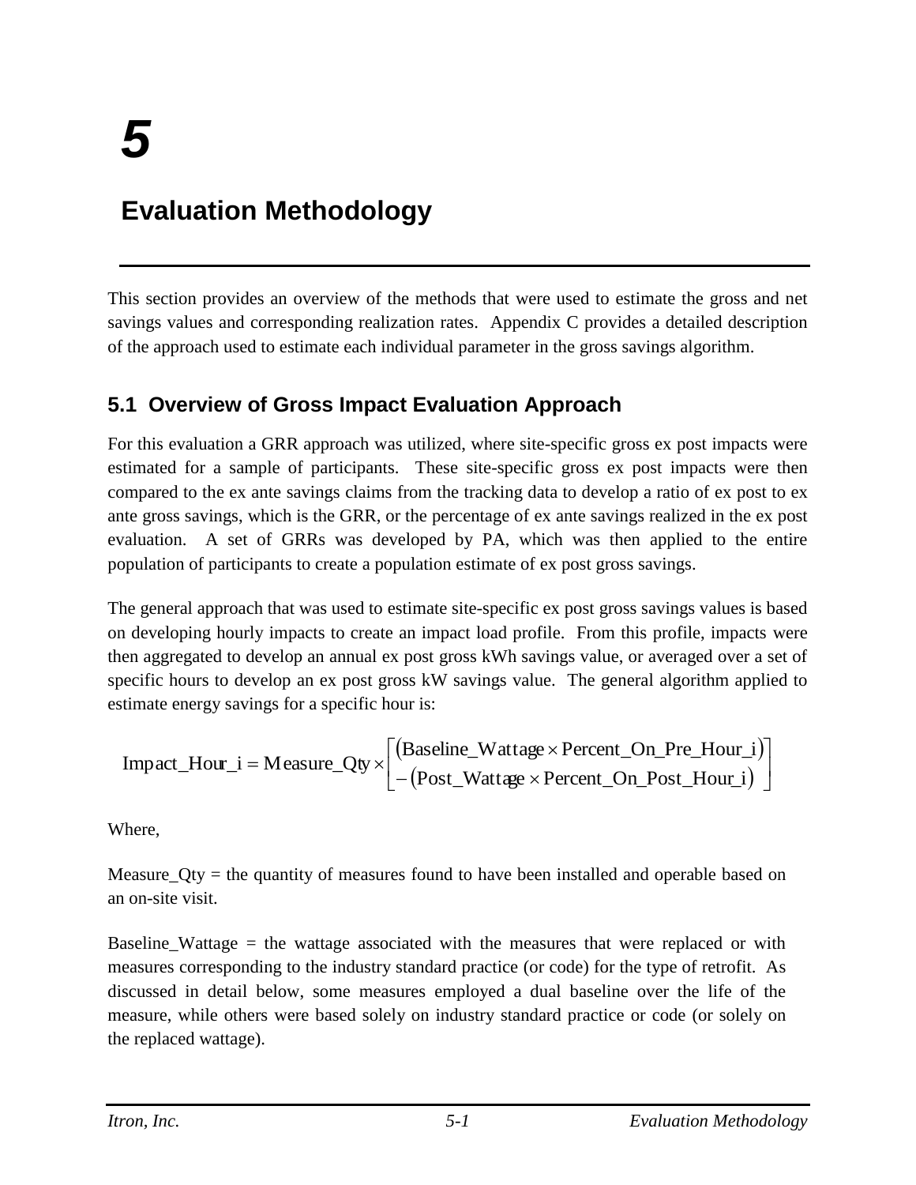# 5

# Evaluation Methodology

This section provides an overview of the methods that were used to estimate the gross and net savings values and corresponding realization rates. Appendix C provides a detailed description of the approach used to estimate each individual parameter in the gross savings algorithm.

## 5.1 Overview of Gross Impact Evaluation Approach

For this evaluation a GRR approach was utilized, where site-specific gross ex post impacts were estimated for a sample of participants. These site-specific gross ex post impacts were then compared to the ex ante savings claims from the tracking data to develop a ratio of ex post to ex ante gross savings, which is the GRR, or the percentage of ex ante savings realized in the ex post evaluation. A set of GRRs was developed by PA, which was then applied to the entire population of participants to create a population estimate of ex post gross savings.

The general approach that was used to estimate site-specific ex post gross savings values is based on developing hourly impacts to create an impact load profile. From this profile, impacts were then aggregated to develop an annual ex post gross kWh savings value, or averaged over a set of specific hours to develop an ex post gross kW savings value. The general algorithm applied to estimate energy savings for a specific hour is:

$$\text{Impact\_Hour\_i} = \text{Measure\_Qty} \times \begin{bmatrix} (\text{Baseline\_Wattage} \times \text{Percent\_On\_Pre\_Hour\_i}) \\ -(\text{Post\_Wattage} \times \text{Percent\_On\_Post\_Hour\_i}) \end{bmatrix}$$

Where,

Measure_Qty = the quantity of measures found to have been installed and operable based on an on-site visit.

Baseline_Wattage = the wattage associated with the measures that were replaced or with measures corresponding to the industry standard practice (or code) for the type of retrofit. As discussed in detail below, some measures employed a dual baseline over the life of the measure, while others were based solely on industry standard practice or code (or solely on the replaced wattage).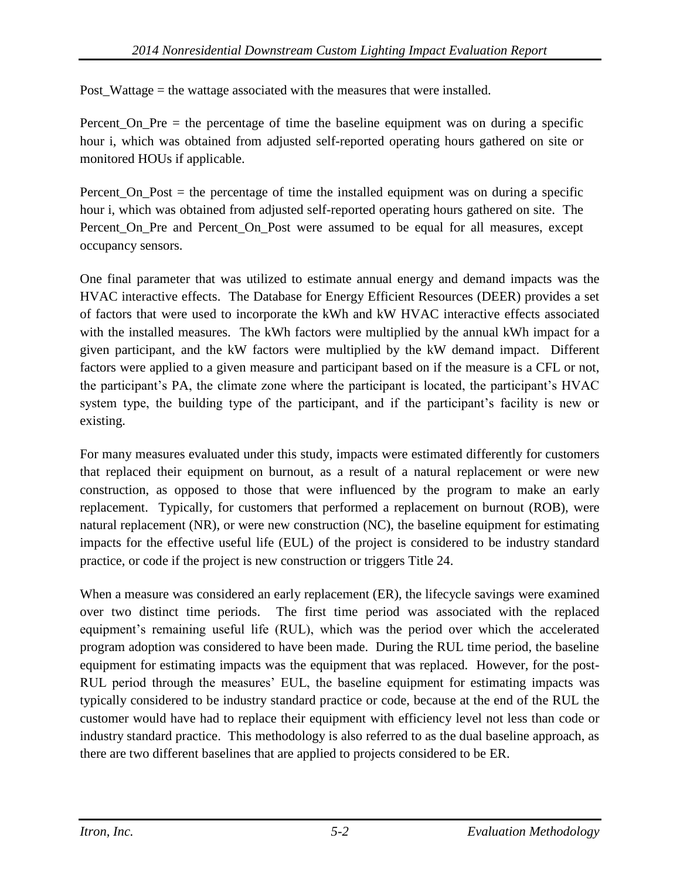Post_Wattage = the wattage associated with the measures that were installed.

Percent_On_Pre = the percentage of time the baseline equipment was on during a specific hour i, which was obtained from adjusted self-reported operating hours gathered on site or monitored HOUs if applicable.

Percent_On_Post = the percentage of time the installed equipment was on during a specific hour i, which was obtained from adjusted self-reported operating hours gathered on site. The Percent_On_Pre and Percent_On_Post were assumed to be equal for all measures, except occupancy sensors.

One final parameter that was utilized to estimate annual energy and demand impacts was the HVAC interactive effects. The Database for Energy Efficient Resources (DEER) provides a set of factors that were used to incorporate the kWh and kW HVAC interactive effects associated with the installed measures. The kWh factors were multiplied by the annual kWh impact for a given participant, and the kW factors were multiplied by the kW demand impact. Different factors were applied to a given measure and participant based on if the measure is a CFL or not, the participant's PA, the climate zone where the participant is located, the participant's HVAC system type, the building type of the participant, and if the participant's facility is new or existing.

For many measures evaluated under this study, impacts were estimated differently for customers that replaced their equipment on burnout, as a result of a natural replacement or were new construction, as opposed to those that were influenced by the program to make an early replacement. Typically, for customers that performed a replacement on burnout (ROB), were natural replacement (NR), or were new construction (NC), the baseline equipment for estimating impacts for the effective useful life (EUL) of the project is considered to be industry standard practice, or code if the project is new construction or triggers Title 24.

When a measure was considered an early replacement (ER), the lifecycle savings were examined over two distinct time periods. The first time period was associated with the replaced equipment's remaining useful life (RUL), which was the period over which the accelerated program adoption was considered to have been made. During the RUL time period, the baseline equipment for estimating impacts was the equipment that was replaced. However, for the post-RUL period through the measures' EUL, the baseline equipment for estimating impacts was typically considered to be industry standard practice or code, because at the end of the RUL the customer would have had to replace their equipment with efficiency level not less than code or industry standard practice. This methodology is also referred to as the dual baseline approach, as there are two different baselines that are applied to projects considered to be ER.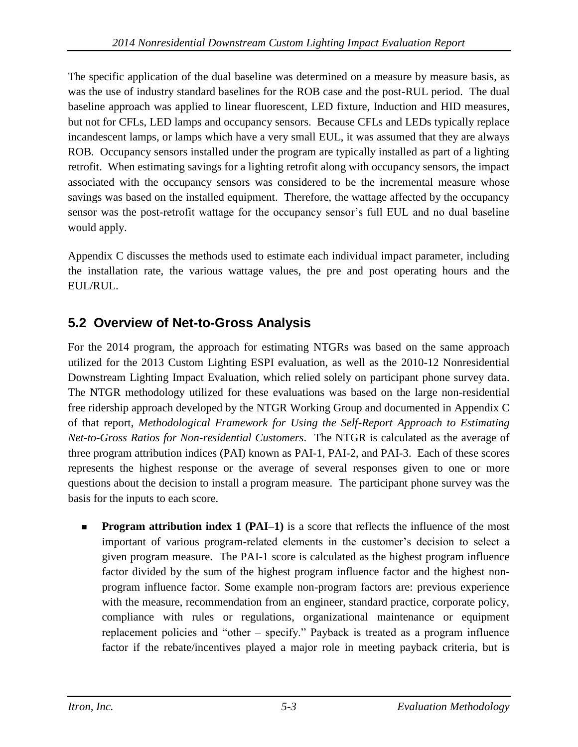The specific application of the dual baseline was determined on a measure by measure basis, as was the use of industry standard baselines for the ROB case and the post-RUL period. The dual baseline approach was applied to linear fluorescent, LED fixture, Induction and HID measures, but not for CFLs, LED lamps and occupancy sensors. Because CFLs and LEDs typically replace incandescent lamps, or lamps which have a very small EUL, it was assumed that they are always ROB. Occupancy sensors installed under the program are typically installed as part of a lighting retrofit. When estimating savings for a lighting retrofit along with occupancy sensors, the impact associated with the occupancy sensors was considered to be the incremental measure whose savings was based on the installed equipment. Therefore, the wattage affected by the occupancy sensor was the post-retrofit wattage for the occupancy sensor's full EUL and no dual baseline would apply.

Appendix C discusses the methods used to estimate each individual impact parameter, including the installation rate, the various wattage values, the pre and post operating hours and the EUL/RUL.

## 5.2 Overview of Net-to-Gross Analysis

For the 2014 program, the approach for estimating NTGRs was based on the same approach utilized for the 2013 Custom Lighting ESPI evaluation, as well as the 2010-12 Nonresidential Downstream Lighting Impact Evaluation, which relied solely on participant phone survey data. The NTGR methodology utilized for these evaluations was based on the large non-residential free ridership approach developed by the NTGR Working Group and documented in Appendix C of that report, *Methodological Framework for Using the Self-Report Approach to Estimating Net-to-Gross Ratios for Non-residential Customers*. The NTGR is calculated as the average of three program attribution indices (PAI) known as PAI-1, PAI-2, and PAI-3. Each of these scores represents the highest response or the average of several responses given to one or more questions about the decision to install a program measure. The participant phone survey was the basis for the inputs to each score.

- **Program attribution index 1 (PAI–1)** is a score that reflects the influence of the most important of various program-related elements in the customer's decision to select a given program measure. The PAI-1 score is calculated as the highest program influence factor divided by the sum of the highest program influence factor and the highest non-program influence factor. Some example non-program factors are: previous experience with the measure, recommendation from an engineer, standard practice, corporate policy, compliance with rules or regulations, organizational maintenance or equipment replacement policies and "other – specify." Payback is treated as a program influence factor if the rebate/incentives played a major role in meeting payback criteria, but is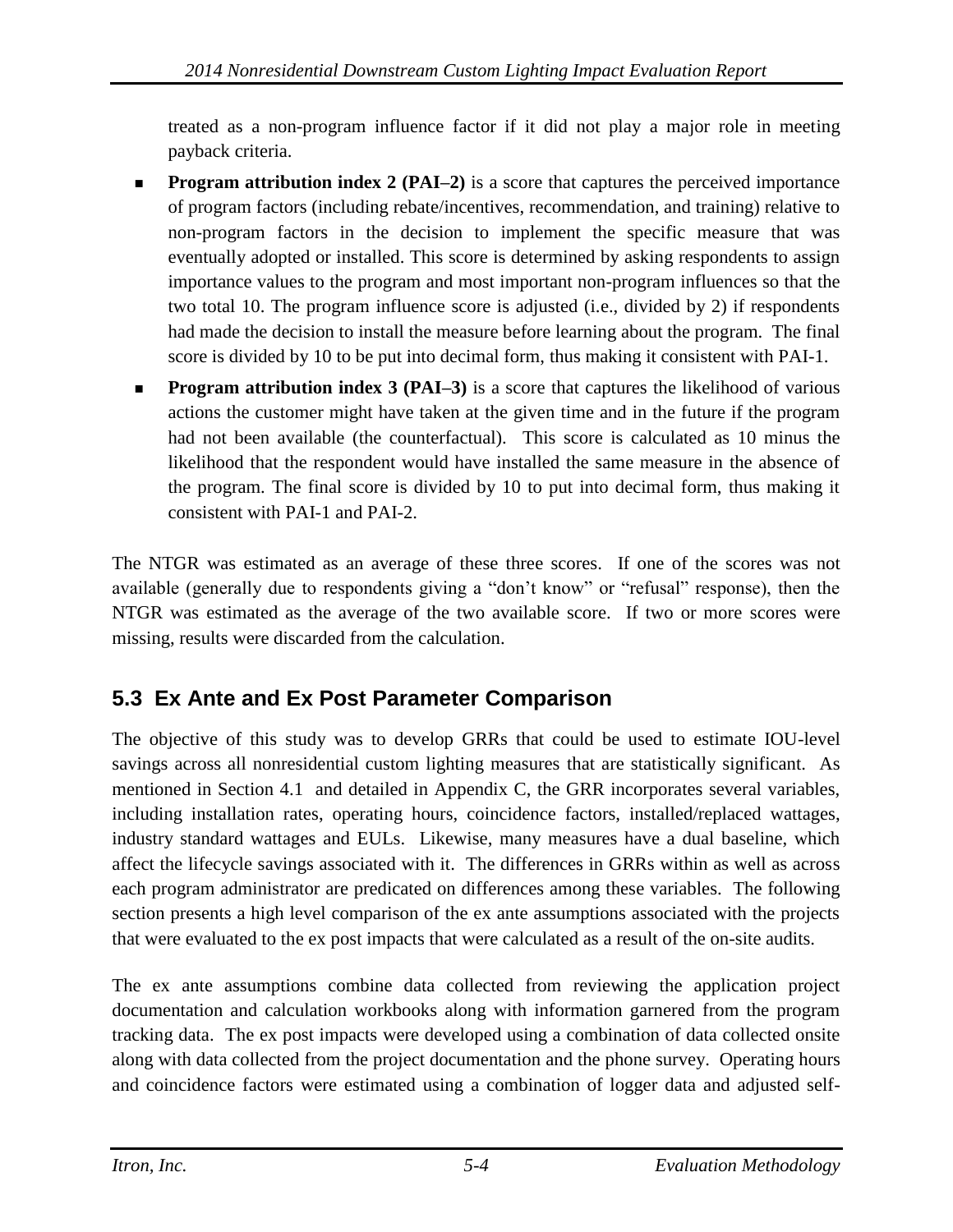treated as a non-program influence factor if it did not play a major role in meeting payback criteria.

- **Program attribution index 2 (PAI–2)** is a score that captures the perceived importance of program factors (including rebate/incentives, recommendation, and training) relative to non-program factors in the decision to implement the specific measure that was eventually adopted or installed. This score is determined by asking respondents to assign importance values to the program and most important non-program influences so that the two total 10. The program influence score is adjusted (i.e., divided by 2) if respondents had made the decision to install the measure before learning about the program. The final score is divided by 10 to be put into decimal form, thus making it consistent with PAI-1.
- **Program attribution index 3 (PAI–3)** is a score that captures the likelihood of various actions the customer might have taken at the given time and in the future if the program had not been available (the counterfactual). This score is calculated as 10 minus the likelihood that the respondent would have installed the same measure in the absence of the program. The final score is divided by 10 to put into decimal form, thus making it consistent with PAI-1 and PAI-2.

The NTGR was estimated as an average of these three scores. If one of the scores was not available (generally due to respondents giving a "don't know" or "refusal" response), then the NTGR was estimated as the average of the two available score. If two or more scores were missing, results were discarded from the calculation.

## 5.3 Ex Ante and Ex Post Parameter Comparison

The objective of this study was to develop GRRs that could be used to estimate IOU-level savings across all nonresidential custom lighting measures that are statistically significant. As mentioned in Section 4.1 and detailed in Appendix C, the GRR incorporates several variables, including installation rates, operating hours, coincidence factors, installed/replaced wattages, industry standard wattages and EULs. Likewise, many measures have a dual baseline, which affect the lifecycle savings associated with it. The differences in GRRs within as well as across each program administrator are predicated on differences among these variables. The following section presents a high level comparison of the ex ante assumptions associated with the projects that were evaluated to the ex post impacts that were calculated as a result of the on-site audits.

The ex ante assumptions combine data collected from reviewing the application project documentation and calculation workbooks along with information garnered from the program tracking data. The ex post impacts were developed using a combination of data collected onsite along with data collected from the project documentation and the phone survey. Operating hours and coincidence factors were estimated using a combination of logger data and adjusted self-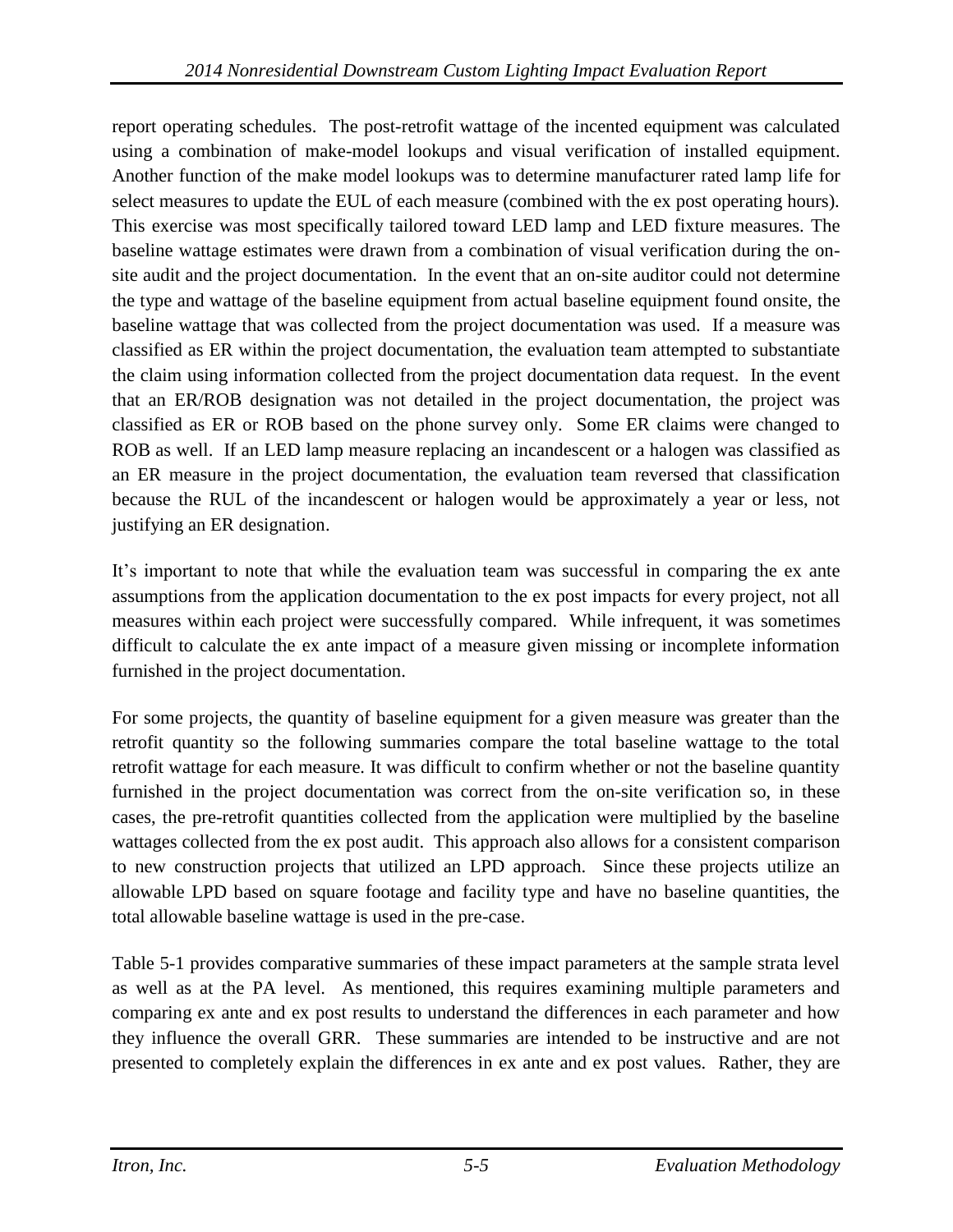report operating schedules. The post-retrofit wattage of the incented equipment was calculated using a combination of make-model lookups and visual verification of installed equipment. Another function of the make model lookups was to determine manufacturer rated lamp life for select measures to update the EUL of each measure (combined with the ex post operating hours). This exercise was most specifically tailored toward LED lamp and LED fixture measures. The baseline wattage estimates were drawn from a combination of visual verification during the on-site audit and the project documentation. In the event that an on-site auditor could not determine the type and wattage of the baseline equipment from actual baseline equipment found onsite, the baseline wattage that was collected from the project documentation was used. If a measure was classified as ER within the project documentation, the evaluation team attempted to substantiate the claim using information collected from the project documentation data request. In the event that an ER/ROB designation was not detailed in the project documentation, the project was classified as ER or ROB based on the phone survey only. Some ER claims were changed to ROB as well. If an LED lamp measure replacing an incandescent or a halogen was classified as an ER measure in the project documentation, the evaluation team reversed that classification because the RUL of the incandescent or halogen would be approximately a year or less, not justifying an ER designation.

It's important to note that while the evaluation team was successful in comparing the ex ante assumptions from the application documentation to the ex post impacts for every project, not all measures within each project were successfully compared. While infrequent, it was sometimes difficult to calculate the ex ante impact of a measure given missing or incomplete information furnished in the project documentation.

For some projects, the quantity of baseline equipment for a given measure was greater than the retrofit quantity so the following summaries compare the total baseline wattage to the total retrofit wattage for each measure. It was difficult to confirm whether or not the baseline quantity furnished in the project documentation was correct from the on-site verification so, in these cases, the pre-retrofit quantities collected from the application were multiplied by the baseline wattages collected from the ex post audit. This approach also allows for a consistent comparison to new construction projects that utilized an LPD approach. Since these projects utilize an allowable LPD based on square footage and facility type and have no baseline quantities, the total allowable baseline wattage is used in the pre-case.

Table 5-1 provides comparative summaries of these impact parameters at the sample strata level as well as at the PA level. As mentioned, this requires examining multiple parameters and comparing ex ante and ex post results to understand the differences in each parameter and how they influence the overall GRR. These summaries are intended to be instructive and are not presented to completely explain the differences in ex ante and ex post values. Rather, they are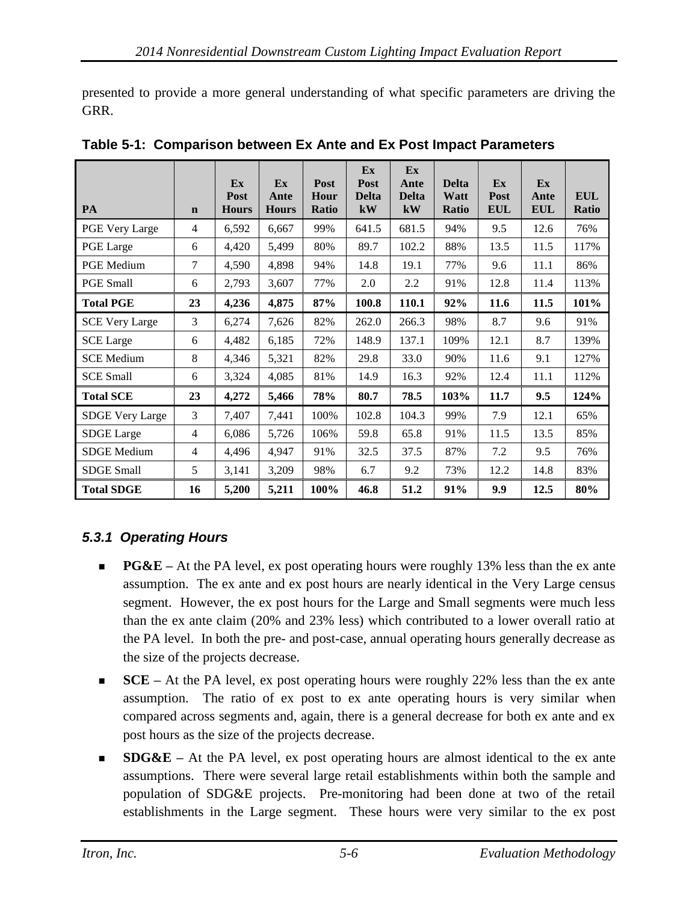presented to provide a more general understanding of what specific parameters are driving the GRR.

**Table 5-1: Comparison between Ex Ante and Ex Post Impact Parameters**

| PA | n | Ex Post Hours | Ex Ante Hours | Post Hour Ratio | Ex Post Delta kW | Ex Ante Delta kW | Delta Watt Ratio | Ex Post EUL | Ex Ante EUL | EUL Ratio |
|---|---|---|---|---|---|---|---|---|---|---|
| PGE Very Large | 4 | 6,592 | 6,667 | 99% | 641.5 | 681.5 | 94% | 9.5 | 12.6 | 76% |
| PGE Large | 6 | 4,420 | 5,499 | 80% | 89.7 | 102.2 | 88% | 13.5 | 11.5 | 117% |
| PGE Medium | 7 | 4,590 | 4,898 | 94% | 14.8 | 19.1 | 77% | 9.6 | 11.1 | 86% |
| PGE Small | 6 | 2,793 | 3,607 | 77% | 2.0 | 2.2 | 91% | 12.8 | 11.4 | 113% |
| **Total PGE** | **23** | **4,236** | **4,875** | **87%** | **100.8** | **110.1** | **92%** | **11.6** | **11.5** | **101%** |
| SCE Very Large | 3 | 6,274 | 7,626 | 82% | 262.0 | 266.3 | 98% | 8.7 | 9.6 | 91% |
| SCE Large | 6 | 4,482 | 6,185 | 72% | 148.9 | 137.1 | 109% | 12.1 | 8.7 | 139% |
| SCE Medium | 8 | 4,346 | 5,321 | 82% | 29.8 | 33.0 | 90% | 11.6 | 9.1 | 127% |
| SCE Small | 6 | 3,324 | 4,085 | 81% | 14.9 | 16.3 | 92% | 12.4 | 11.1 | 112% |
| **Total SCE** | **23** | **4,272** | **5,466** | **78%** | **80.7** | **78.5** | **103%** | **11.7** | **9.5** | **124%** |
| SDGE Very Large | 3 | 7,407 | 7,441 | 100% | 102.8 | 104.3 | 99% | 7.9 | 12.1 | 65% |
| SDGE Large | 4 | 6,086 | 5,726 | 106% | 59.8 | 65.8 | 91% | 11.5 | 13.5 | 85% |
| SDGE Medium | 4 | 4,496 | 4,947 | 91% | 32.5 | 37.5 | 87% | 7.2 | 9.5 | 76% |
| SDGE Small | 5 | 3,141 | 3,209 | 98% | 6.7 | 9.2 | 73% | 12.2 | 14.8 | 83% |
| **Total SDGE** | **16** | **5,200** | **5,211** | **100%** | **46.8** | **51.2** | **91%** | **9.9** | **12.5** | **80%** |

### *5.3.1 Operating Hours*

- **PG&E –** At the PA level, ex post operating hours were roughly 13% less than the ex ante assumption. The ex ante and ex post hours are nearly identical in the Very Large census segment. However, the ex post hours for the Large and Small segments were much less than the ex ante claim (20% and 23% less) which contributed to a lower overall ratio at the PA level. In both the pre- and post-case, annual operating hours generally decrease as the size of the projects decrease.
- **SCE –** At the PA level, ex post operating hours were roughly 22% less than the ex ante assumption. The ratio of ex post to ex ante operating hours is very similar when compared across segments and, again, there is a general decrease for both ex ante and ex post hours as the size of the projects decrease.
- **SDG&E –** At the PA level, ex post operating hours are almost identical to the ex ante assumptions. There were several large retail establishments within both the sample and population of SDG&E projects. Pre-monitoring had been done at two of the retail establishments in the Large segment. These hours were very similar to the ex post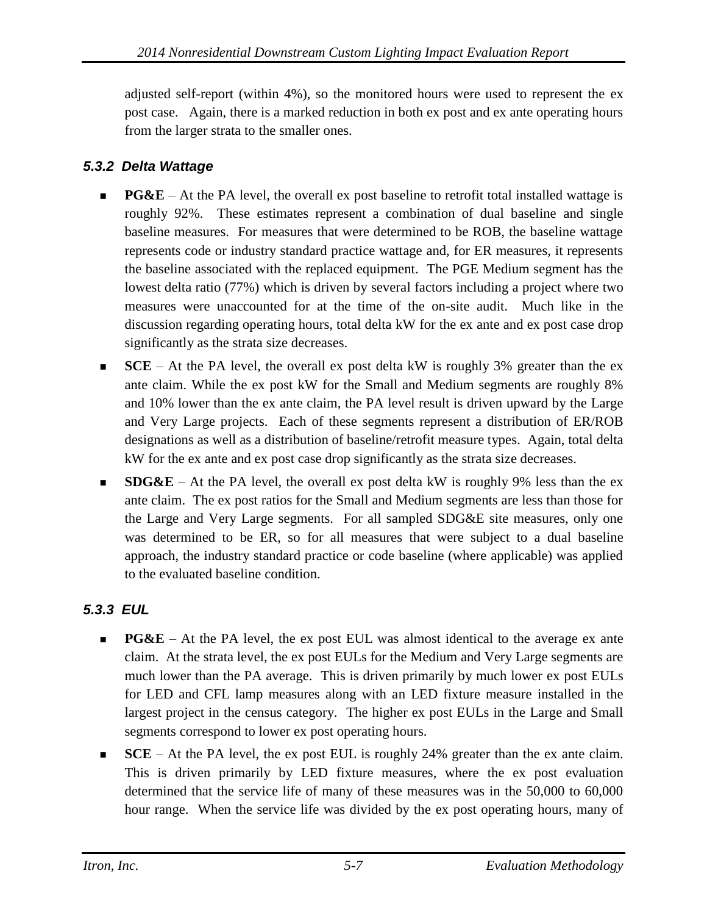adjusted self-report (within 4%), so the monitored hours were used to represent the ex post case. Again, there is a marked reduction in both ex post and ex ante operating hours from the larger strata to the smaller ones.

### *5.3.2 Delta Wattage*

- **PG&E** – At the PA level, the overall ex post baseline to retrofit total installed wattage is roughly 92%. These estimates represent a combination of dual baseline and single baseline measures. For measures that were determined to be ROB, the baseline wattage represents code or industry standard practice wattage and, for ER measures, it represents the baseline associated with the replaced equipment. The PGE Medium segment has the lowest delta ratio (77%) which is driven by several factors including a project where two measures were unaccounted for at the time of the on-site audit. Much like in the discussion regarding operating hours, total delta kW for the ex ante and ex post case drop significantly as the strata size decreases.
- **SCE** – At the PA level, the overall ex post delta kW is roughly 3% greater than the ex ante claim. While the ex post kW for the Small and Medium segments are roughly 8% and 10% lower than the ex ante claim, the PA level result is driven upward by the Large and Very Large projects. Each of these segments represent a distribution of ER/ROB designations as well as a distribution of baseline/retrofit measure types. Again, total delta kW for the ex ante and ex post case drop significantly as the strata size decreases.
- **SDG&E** – At the PA level, the overall ex post delta kW is roughly 9% less than the ex ante claim. The ex post ratios for the Small and Medium segments are less than those for the Large and Very Large segments. For all sampled SDG&E site measures, only one was determined to be ER, so for all measures that were subject to a dual baseline approach, the industry standard practice or code baseline (where applicable) was applied to the evaluated baseline condition.

### *5.3.3 EUL*

- **PG&E** – At the PA level, the ex post EUL was almost identical to the average ex ante claim. At the strata level, the ex post EULs for the Medium and Very Large segments are much lower than the PA average. This is driven primarily by much lower ex post EULs for LED and CFL lamp measures along with an LED fixture measure installed in the largest project in the census category. The higher ex post EULs in the Large and Small segments correspond to lower ex post operating hours.
- **SCE** – At the PA level, the ex post EUL is roughly 24% greater than the ex ante claim. This is driven primarily by LED fixture measures, where the ex post evaluation determined that the service life of many of these measures was in the 50,000 to 60,000 hour range. When the service life was divided by the ex post operating hours, many of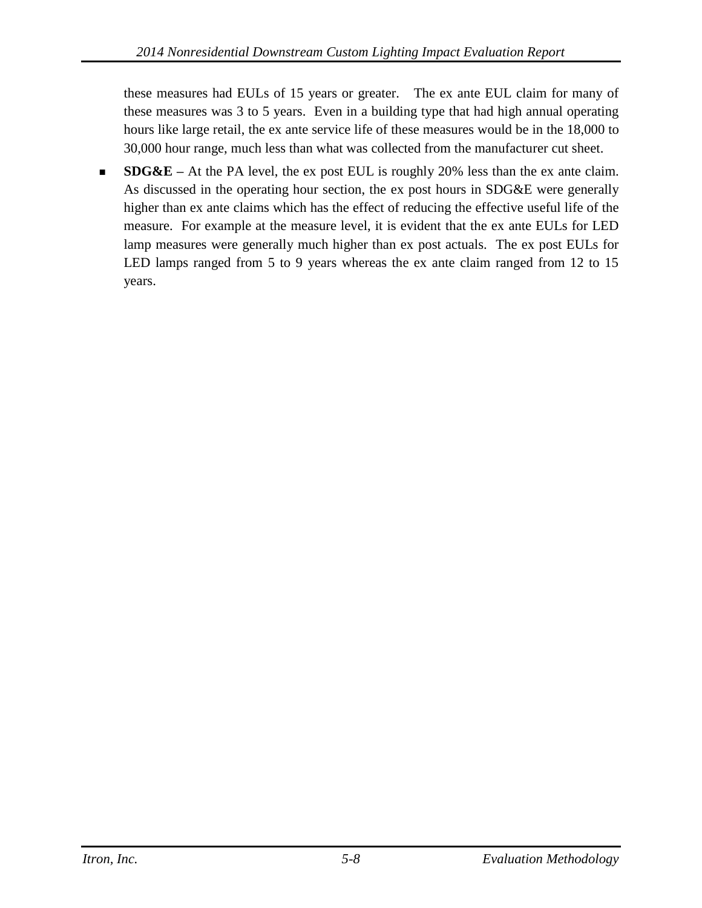these measures had EULs of 15 years or greater. The ex ante EUL claim for many of these measures was 3 to 5 years. Even in a building type that had high annual operating hours like large retail, the ex ante service life of these measures would be in the 18,000 to 30,000 hour range, much less than what was collected from the manufacturer cut sheet.

- **SDG&E –** At the PA level, the ex post EUL is roughly 20% less than the ex ante claim. As discussed in the operating hour section, the ex post hours in SDG&E were generally higher than ex ante claims which has the effect of reducing the effective useful life of the measure. For example at the measure level, it is evident that the ex ante EULs for LED lamp measures were generally much higher than ex post actuals. The ex post EULs for LED lamps ranged from 5 to 9 years whereas the ex ante claim ranged from 12 to 15 years.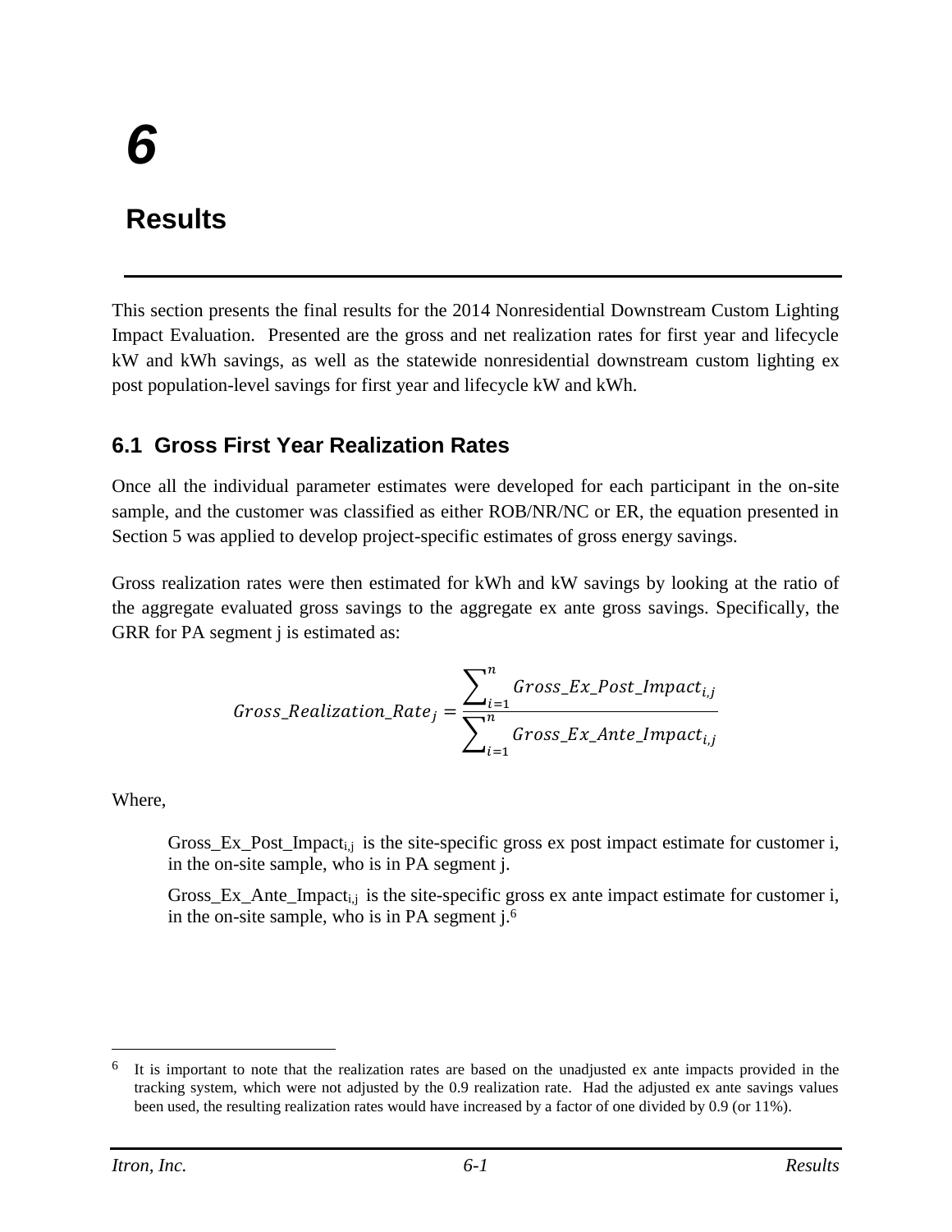# 6

# Results

This section presents the final results for the 2014 Nonresidential Downstream Custom Lighting Impact Evaluation. Presented are the gross and net realization rates for first year and lifecycle kW and kWh savings, as well as the statewide nonresidential downstream custom lighting ex post population-level savings for first year and lifecycle kW and kWh.

## 6.1 Gross First Year Realization Rates

Once all the individual parameter estimates were developed for each participant in the on-site sample, and the customer was classified as either ROB/NR/NC or ER, the equation presented in Section 5 was applied to develop project-specific estimates of gross energy savings.

Gross realization rates were then estimated for kWh and kW savings by looking at the ratio of the aggregate evaluated gross savings to the aggregate ex ante gross savings. Specifically, the GRR for PA segment j is estimated as:

$$Gross\_Realization\_Rate_j = \frac{\sum_{i=1}^{n} Gross\_Ex\_Post\_Impact_{i,j}}{\sum_{i=1}^{n} Gross\_Ex\_Ante\_Impact_{i,j}}$$

Where,

> $Gross\_Ex\_Post\_Impact_{i,j}$ is the site-specific gross ex post impact estimate for customer i, in the on-site sample, who is in PA segment j.
>
> $Gross\_Ex\_Ante\_Impact_{i,j}$ is the site-specific gross ex ante impact estimate for customer i, in the on-site sample, who is in PA segment j.[6]

[6] It is important to note that the realization rates are based on the unadjusted ex ante impacts provided in the tracking system, which were not adjusted by the 0.9 realization rate. Had the adjusted ex ante savings values been used, the resulting realization rates would have increased by a factor of one divided by 0.9 (or 11%).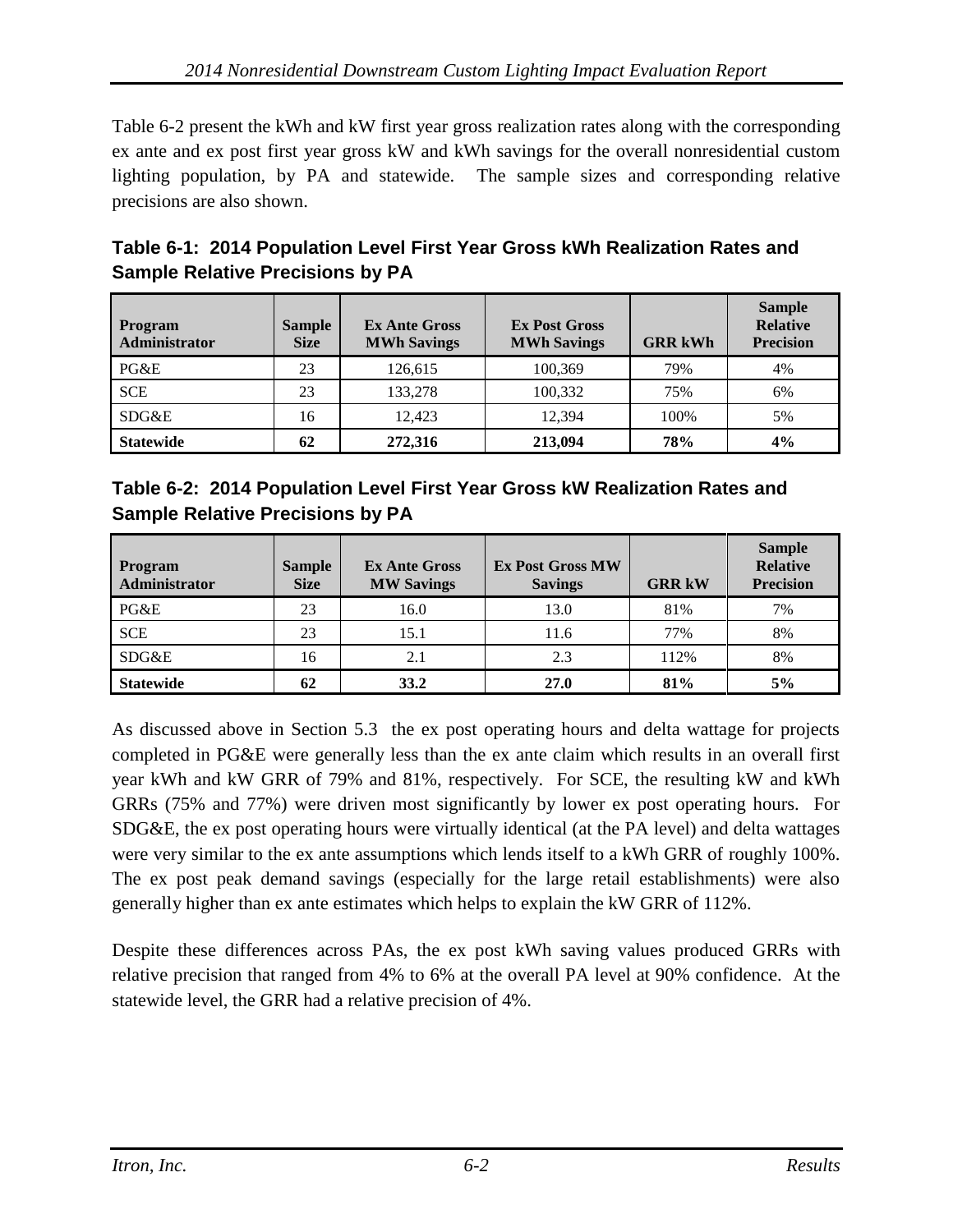Table 6-2 present the kWh and kW first year gross realization rates along with the corresponding ex ante and ex post first year gross kW and kWh savings for the overall nonresidential custom lighting population, by PA and statewide. The sample sizes and corresponding relative precisions are also shown.

**Table 6-1: 2014 Population Level First Year Gross kWh Realization Rates and Sample Relative Precisions by PA**

| Program Administrator | Sample Size | Ex Ante Gross MWh Savings | Ex Post Gross MWh Savings | GRR kWh | Sample Relative Precision |
|---|---|---|---|---|---|
| PG&E | 23 | 126,615 | 100,369 | 79% | 4% |
| SCE | 23 | 133,278 | 100,332 | 75% | 6% |
| SDG&E | 16 | 12,423 | 12,394 | 100% | 5% |
| **Statewide** | **62** | **272,316** | **213,094** | **78%** | **4%** |

**Table 6-2: 2014 Population Level First Year Gross kW Realization Rates and Sample Relative Precisions by PA**

| Program Administrator | Sample Size | Ex Ante Gross MW Savings | Ex Post Gross MW Savings | GRR kW | Sample Relative Precision |
|---|---|---|---|---|---|
| PG&E | 23 | 16.0 | 13.0 | 81% | 7% |
| SCE | 23 | 15.1 | 11.6 | 77% | 8% |
| SDG&E | 16 | 2.1 | 2.3 | 112% | 8% |
| **Statewide** | **62** | **33.2** | **27.0** | **81%** | **5%** |

As discussed above in Section 5.3 the ex post operating hours and delta wattage for projects completed in PG&E were generally less than the ex ante claim which results in an overall first year kWh and kW GRR of 79% and 81%, respectively. For SCE, the resulting kW and kWh GRRs (75% and 77%) were driven most significantly by lower ex post operating hours. For SDG&E, the ex post operating hours were virtually identical (at the PA level) and delta wattages were very similar to the ex ante assumptions which lends itself to a kWh GRR of roughly 100%. The ex post peak demand savings (especially for the large retail establishments) were also generally higher than ex ante estimates which helps to explain the kW GRR of 112%.

Despite these differences across PAs, the ex post kWh saving values produced GRRs with relative precision that ranged from 4% to 6% at the overall PA level at 90% confidence. At the statewide level, the GRR had a relative precision of 4%.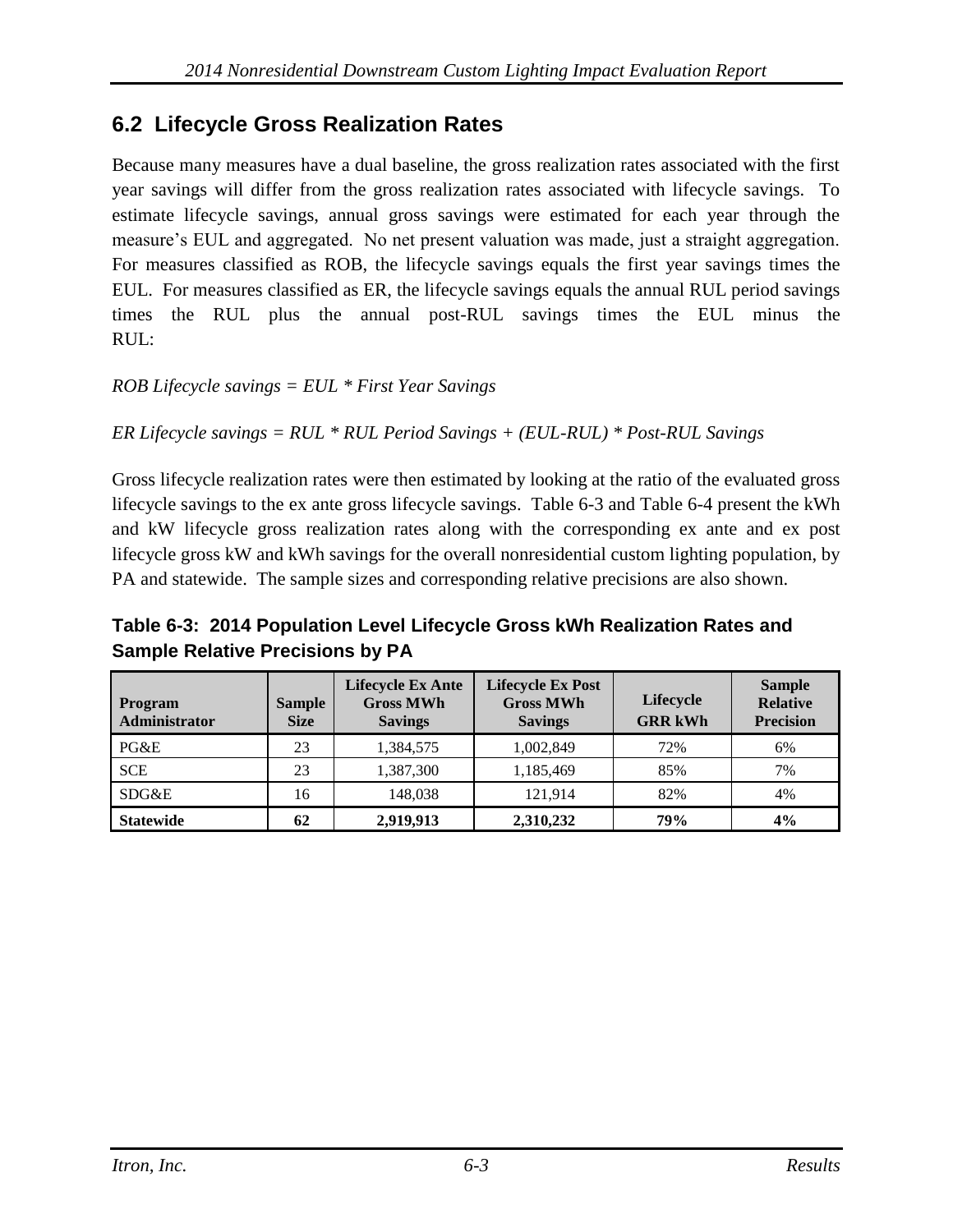## 6.2 Lifecycle Gross Realization Rates

Because many measures have a dual baseline, the gross realization rates associated with the first year savings will differ from the gross realization rates associated with lifecycle savings. To estimate lifecycle savings, annual gross savings were estimated for each year through the measure's EUL and aggregated. No net present valuation was made, just a straight aggregation. For measures classified as ROB, the lifecycle savings equals the first year savings times the EUL. For measures classified as ER, the lifecycle savings equals the annual RUL period savings times the RUL plus the annual post-RUL savings times the EUL minus the RUL:

*ROB Lifecycle savings = EUL * First Year Savings*

*ER Lifecycle savings = RUL * RUL Period Savings + (EUL-RUL) * Post-RUL Savings*

Gross lifecycle realization rates were then estimated by looking at the ratio of the evaluated gross lifecycle savings to the ex ante gross lifecycle savings. Table 6-3 and Table 6-4 present the kWh and kW lifecycle gross realization rates along with the corresponding ex ante and ex post lifecycle gross kW and kWh savings for the overall nonresidential custom lighting population, by PA and statewide. The sample sizes and corresponding relative precisions are also shown.

**Table 6-3: 2014 Population Level Lifecycle Gross kWh Realization Rates and Sample Relative Precisions by PA**

| Program Administrator | Sample Size | Lifecycle Ex Ante Gross MWh Savings | Lifecycle Ex Post Gross MWh Savings | Lifecycle GRR kWh | Sample Relative Precision |
|---|---|---|---|---|---|
| PG&E | 23 | 1,384,575 | 1,002,849 | 72% | 6% |
| SCE | 23 | 1,387,300 | 1,185,469 | 85% | 7% |
| SDG&E | 16 | 148,038 | 121,914 | 82% | 4% |
| **Statewide** | **62** | **2,919,913** | **2,310,232** | **79%** | **4%** |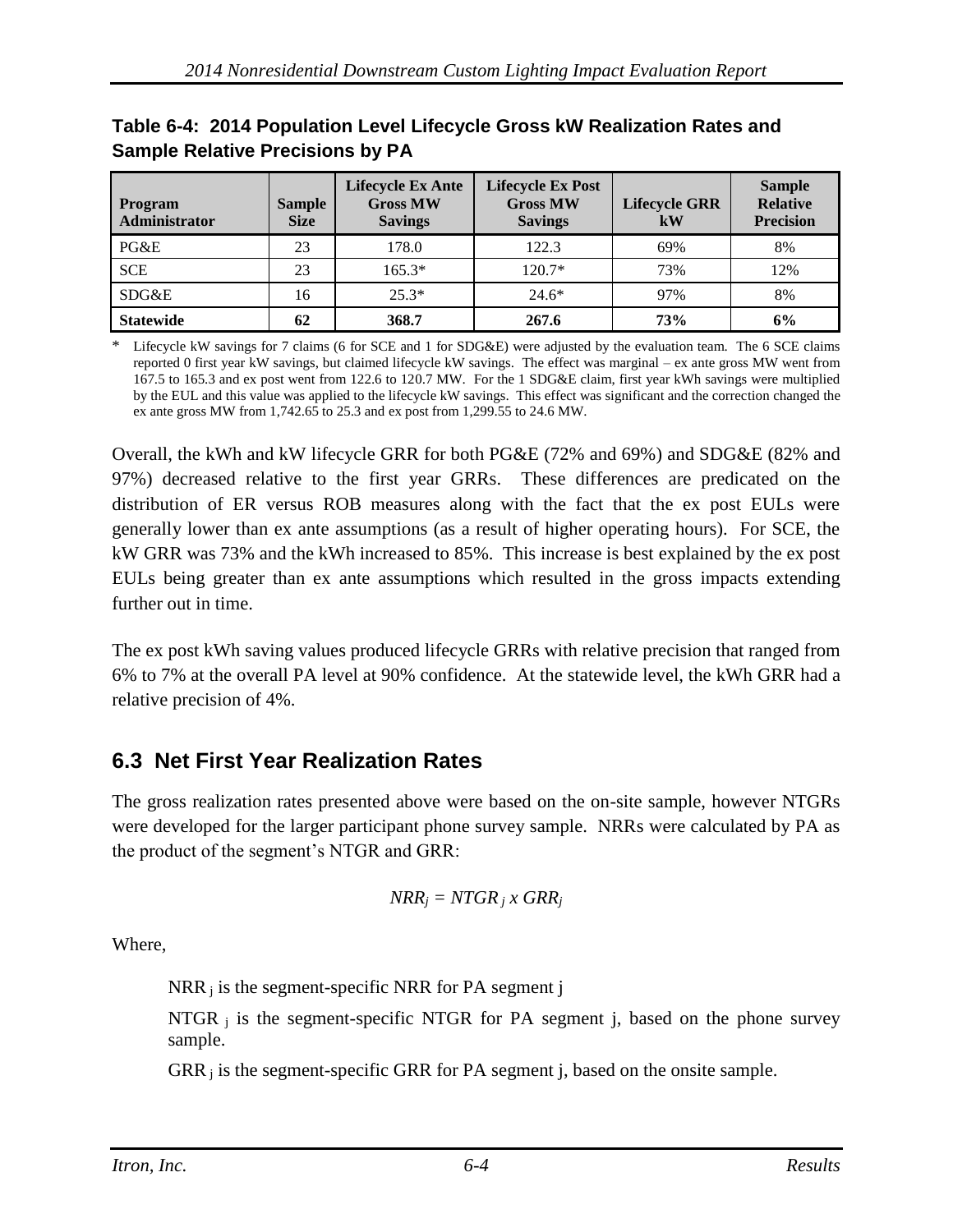**Table 6-4: 2014 Population Level Lifecycle Gross kW Realization Rates and Sample Relative Precisions by PA**

| Program Administrator | Sample Size | Lifecycle Ex Ante Gross MW Savings | Lifecycle Ex Post Gross MW Savings | Lifecycle GRR kW | Sample Relative Precision |
|---|---|---|---|---|---|
| PG&E | 23 | 178.0 | 122.3 | 69% | 8% |
| SCE | 23 | 165.3* | 120.7* | 73% | 12% |
| SDG&E | 16 | 25.3* | 24.6* | 97% | 8% |
| **Statewide** | **62** | **368.7** | **267.6** | **73%** | **6%** |

\* Lifecycle kW savings for 7 claims (6 for SCE and 1 for SDG&E) were adjusted by the evaluation team. The 6 SCE claims reported 0 first year kW savings, but claimed lifecycle kW savings. The effect was marginal – ex ante gross MW went from 167.5 to 165.3 and ex post went from 122.6 to 120.7 MW. For the 1 SDG&E claim, first year kWh savings were multiplied by the EUL and this value was applied to the lifecycle kW savings. This effect was significant and the correction changed the ex ante gross MW from 1,742.65 to 25.3 and ex post from 1,299.55 to 24.6 MW.

Overall, the kWh and kW lifecycle GRR for both PG&E (72% and 69%) and SDG&E (82% and 97%) decreased relative to the first year GRRs. These differences are predicated on the distribution of ER versus ROB measures along with the fact that the ex post EULs were generally lower than ex ante assumptions (as a result of higher operating hours). For SCE, the kW GRR was 73% and the kWh increased to 85%. This increase is best explained by the ex post EULs being greater than ex ante assumptions which resulted in the gross impacts extending further out in time.

The ex post kWh saving values produced lifecycle GRRs with relative precision that ranged from 6% to 7% at the overall PA level at 90% confidence. At the statewide level, the kWh GRR had a relative precision of 4%.

## 6.3 Net First Year Realization Rates

The gross realization rates presented above were based on the on-site sample, however NTGRs were developed for the larger participant phone survey sample. NRRs were calculated by PA as the product of the segment's NTGR and GRR:

$$NRR_j = NTGR_j \times GRR_j$$

Where,

$NRR_j$ is the segment-specific NRR for PA segment j

$NTGR_j$ is the segment-specific NTGR for PA segment j, based on the phone survey sample.

$GRR_j$ is the segment-specific GRR for PA segment j, based on the onsite sample.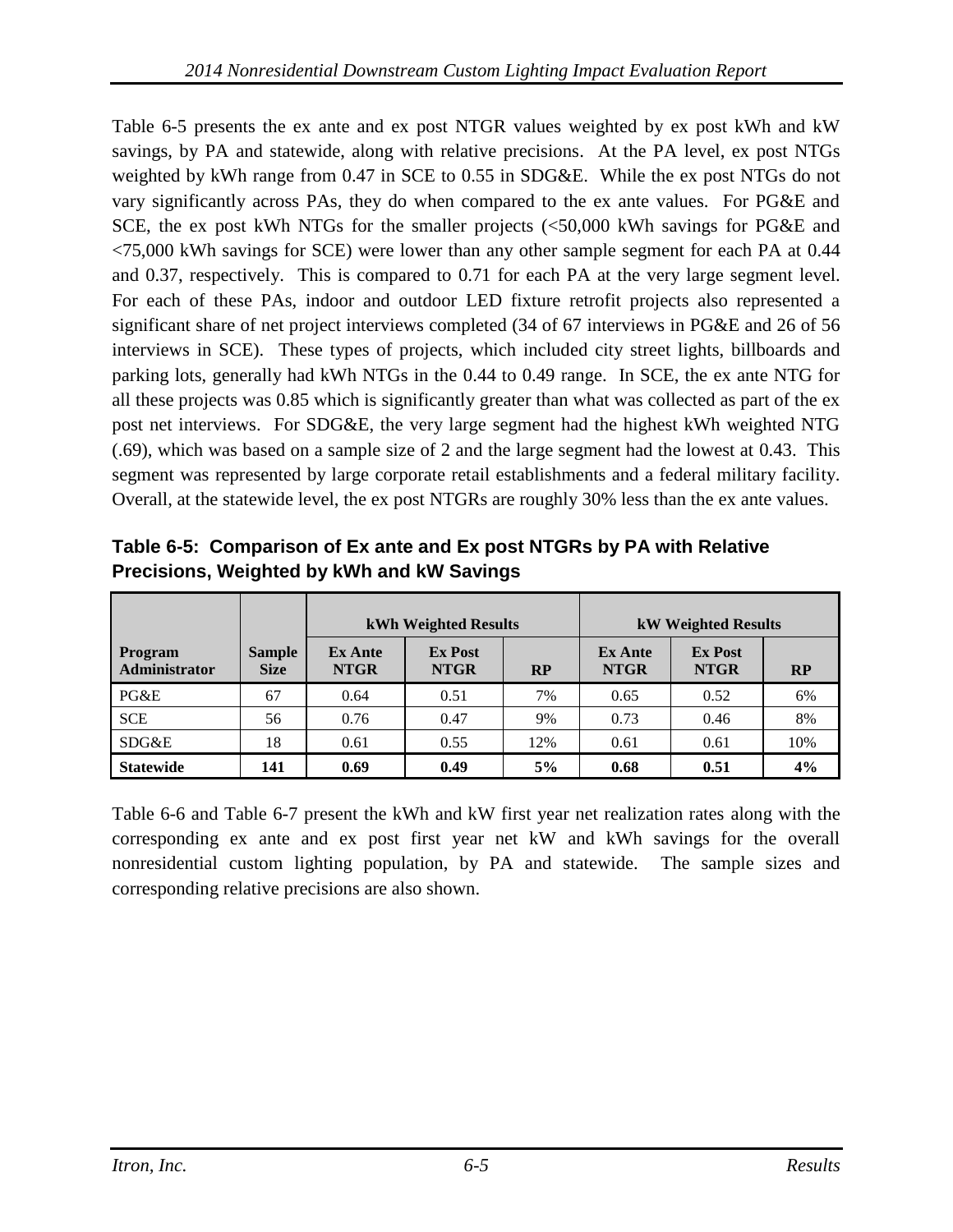Table 6-5 presents the ex ante and ex post NTGR values weighted by ex post kWh and kW savings, by PA and statewide, along with relative precisions. At the PA level, ex post NTGs weighted by kWh range from 0.47 in SCE to 0.55 in SDG&E. While the ex post NTGs do not vary significantly across PAs, they do when compared to the ex ante values. For PG&E and SCE, the ex post kWh NTGs for the smaller projects (<50,000 kWh savings for PG&E and <75,000 kWh savings for SCE) were lower than any other sample segment for each PA at 0.44 and 0.37, respectively. This is compared to 0.71 for each PA at the very large segment level. For each of these PAs, indoor and outdoor LED fixture retrofit projects also represented a significant share of net project interviews completed (34 of 67 interviews in PG&E and 26 of 56 interviews in SCE). These types of projects, which included city street lights, billboards and parking lots, generally had kWh NTGs in the 0.44 to 0.49 range. In SCE, the ex ante NTG for all these projects was 0.85 which is significantly greater than what was collected as part of the ex post net interviews. For SDG&E, the very large segment had the highest kWh weighted NTG (.69), which was based on a sample size of 2 and the large segment had the lowest at 0.43. This segment was represented by large corporate retail establishments and a federal military facility. Overall, at the statewide level, the ex post NTGRs are roughly 30% less than the ex ante values.

**Table 6-5: Comparison of Ex ante and Ex post NTGRs by PA with Relative Precisions, Weighted by kWh and kW Savings**

| | | kWh Weighted Results | | | kW Weighted Results | | |
|---|---|---|---|---|---|---|---|
| **Program Administrator** | **Sample Size** | **Ex Ante NTGR** | **Ex Post NTGR** | **RP** | **Ex Ante NTGR** | **Ex Post NTGR** | **RP** |
| PG&E | 67 | 0.64 | 0.51 | 7% | 0.65 | 0.52 | 6% |
| SCE | 56 | 0.76 | 0.47 | 9% | 0.73 | 0.46 | 8% |
| SDG&E | 18 | 0.61 | 0.55 | 12% | 0.61 | 0.61 | 10% |
| **Statewide** | **141** | **0.69** | **0.49** | **5%** | **0.68** | **0.51** | **4%** |

Table 6-6 and Table 6-7 present the kWh and kW first year net realization rates along with the corresponding ex ante and ex post first year net kW and kWh savings for the overall nonresidential custom lighting population, by PA and statewide. The sample sizes and corresponding relative precisions are also shown.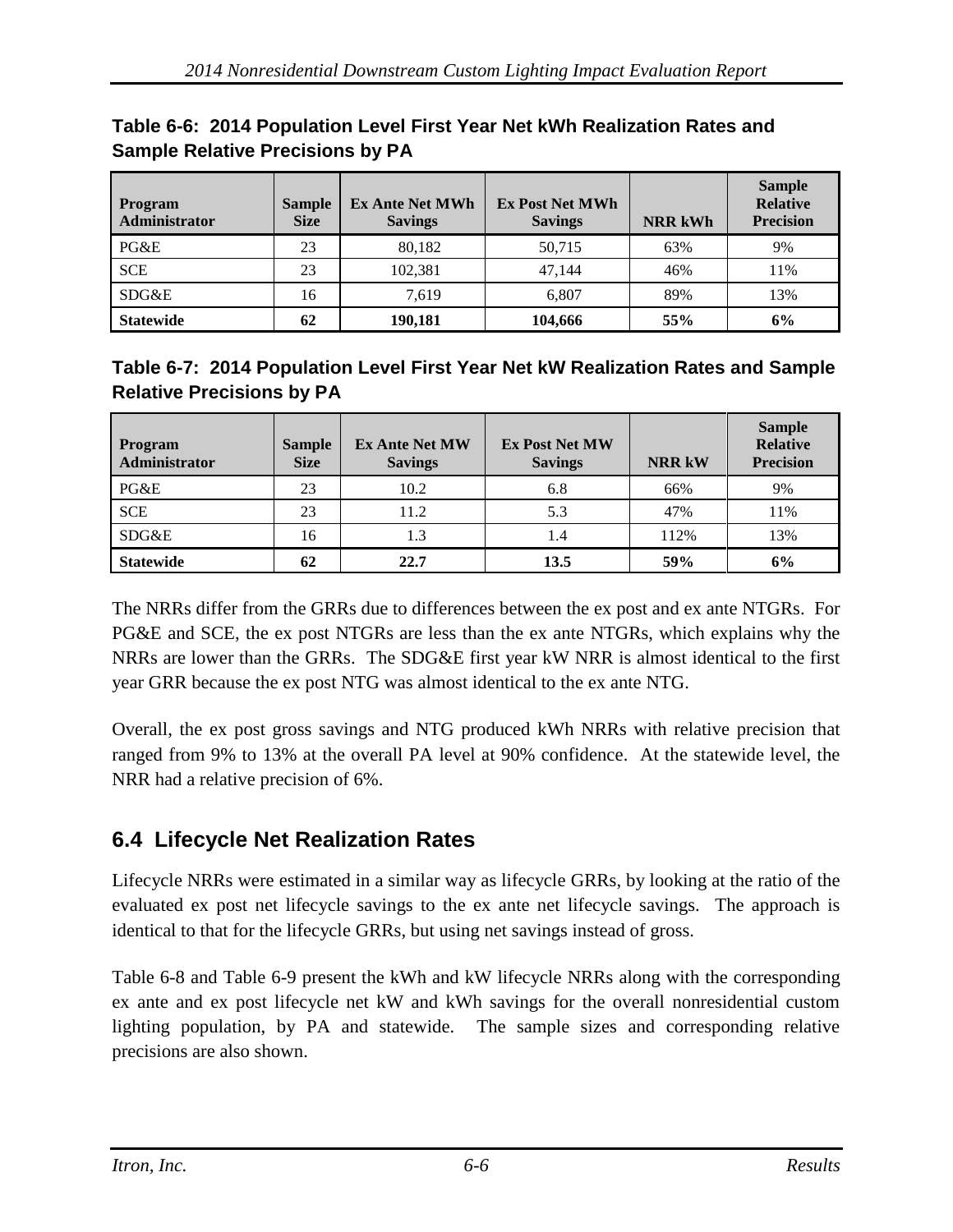**Table 6-6: 2014 Population Level First Year Net kWh Realization Rates and Sample Relative Precisions by PA**

| Program Administrator | Sample Size | Ex Ante Net MWh Savings | Ex Post Net MWh Savings | NRR kWh | Sample Relative Precision |
|---|---|---|---|---|---|
| PG&E | 23 | 80,182 | 50,715 | 63% | 9% |
| SCE | 23 | 102,381 | 47,144 | 46% | 11% |
| SDG&E | 16 | 7,619 | 6,807 | 89% | 13% |
| **Statewide** | **62** | **190,181** | **104,666** | **55%** | **6%** |

**Table 6-7: 2014 Population Level First Year Net kW Realization Rates and Sample Relative Precisions by PA**

| Program Administrator | Sample Size | Ex Ante Net MW Savings | Ex Post Net MW Savings | NRR kW | Sample Relative Precision |
|---|---|---|---|---|---|
| PG&E | 23 | 10.2 | 6.8 | 66% | 9% |
| SCE | 23 | 11.2 | 5.3 | 47% | 11% |
| SDG&E | 16 | 1.3 | 1.4 | 112% | 13% |
| **Statewide** | **62** | **22.7** | **13.5** | **59%** | **6%** |

The NRRs differ from the GRRs due to differences between the ex post and ex ante NTGRs. For PG&E and SCE, the ex post NTGRs are less than the ex ante NTGRs, which explains why the NRRs are lower than the GRRs. The SDG&E first year kW NRR is almost identical to the first year GRR because the ex post NTG was almost identical to the ex ante NTG.

Overall, the ex post gross savings and NTG produced kWh NRRs with relative precision that ranged from 9% to 13% at the overall PA level at 90% confidence. At the statewide level, the NRR had a relative precision of 6%.

## 6.4 Lifecycle Net Realization Rates

Lifecycle NRRs were estimated in a similar way as lifecycle GRRs, by looking at the ratio of the evaluated ex post net lifecycle savings to the ex ante net lifecycle savings. The approach is identical to that for the lifecycle GRRs, but using net savings instead of gross.

Table 6-8 and Table 6-9 present the kWh and kW lifecycle NRRs along with the corresponding ex ante and ex post lifecycle net kW and kWh savings for the overall nonresidential custom lighting population, by PA and statewide. The sample sizes and corresponding relative precisions are also shown.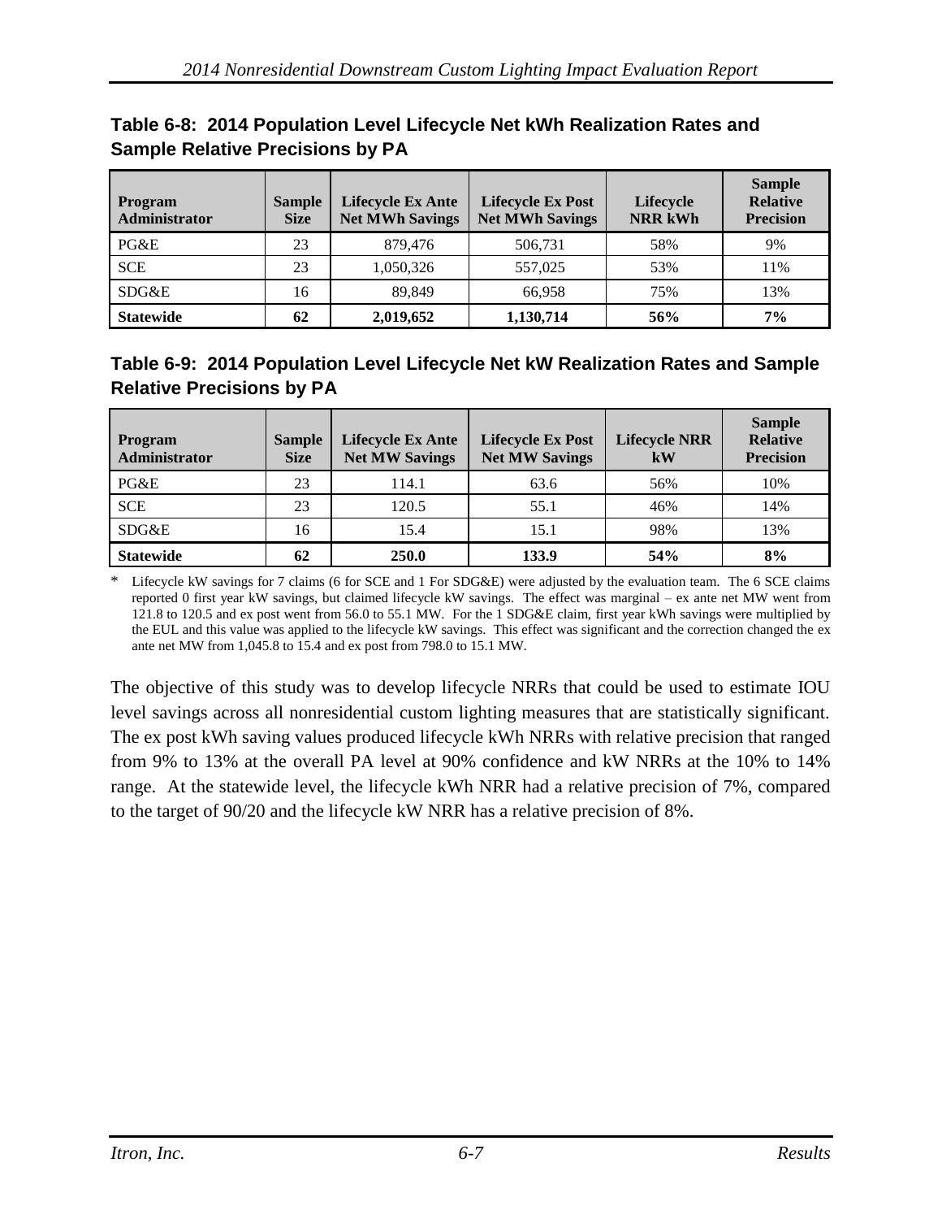**Table 6-8: 2014 Population Level Lifecycle Net kWh Realization Rates and Sample Relative Precisions by PA**

| Program Administrator | Sample Size | Lifecycle Ex Ante Net MWh Savings | Lifecycle Ex Post Net MWh Savings | Lifecycle NRR kWh | Sample Relative Precision |
|---|---|---|---|---|---|
| PG&E | 23 | 879,476 | 506,731 | 58% | 9% |
| SCE | 23 | 1,050,326 | 557,025 | 53% | 11% |
| SDG&E | 16 | 89,849 | 66,958 | 75% | 13% |
| **Statewide** | **62** | **2,019,652** | **1,130,714** | **56%** | **7%** |

**Table 6-9: 2014 Population Level Lifecycle Net kW Realization Rates and Sample Relative Precisions by PA**

| Program Administrator | Sample Size | Lifecycle Ex Ante Net MW Savings | Lifecycle Ex Post Net MW Savings | Lifecycle NRR kW | Sample Relative Precision |
|---|---|---|---|---|---|
| PG&E | 23 | 114.1 | 63.6 | 56% | 10% |
| SCE | 23 | 120.5 | 55.1 | 46% | 14% |
| SDG&E | 16 | 15.4 | 15.1 | 98% | 13% |
| **Statewide** | **62** | **250.0** | **133.9** | **54%** | **8%** |

\* Lifecycle kW savings for 7 claims (6 for SCE and 1 For SDG&E) were adjusted by the evaluation team. The 6 SCE claims reported 0 first year kW savings, but claimed lifecycle kW savings. The effect was marginal – ex ante net MW went from 121.8 to 120.5 and ex post went from 56.0 to 55.1 MW. For the 1 SDG&E claim, first year kWh savings were multiplied by the EUL and this value was applied to the lifecycle kW savings. This effect was significant and the correction changed the ex ante net MW from 1,045.8 to 15.4 and ex post from 798.0 to 15.1 MW.

The objective of this study was to develop lifecycle NRRs that could be used to estimate IOU level savings across all nonresidential custom lighting measures that are statistically significant. The ex post kWh saving values produced lifecycle kWh NRRs with relative precision that ranged from 9% to 13% at the overall PA level at 90% confidence and kW NRRs at the 10% to 14% range. At the statewide level, the lifecycle kWh NRR had a relative precision of 7%, compared to the target of 90/20 and the lifecycle kW NRR has a relative precision of 8%.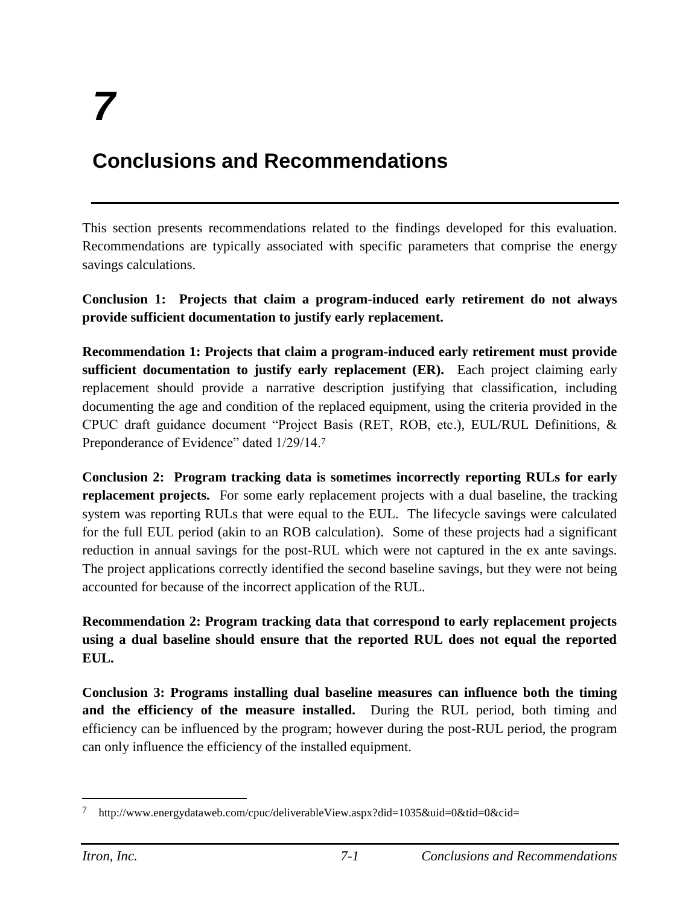# 7

# Conclusions and Recommendations

This section presents recommendations related to the findings developed for this evaluation. Recommendations are typically associated with specific parameters that comprise the energy savings calculations.

**Conclusion 1: Projects that claim a program-induced early retirement do not always provide sufficient documentation to justify early replacement.**

**Recommendation 1: Projects that claim a program-induced early retirement must provide sufficient documentation to justify early replacement (ER).** Each project claiming early replacement should provide a narrative description justifying that classification, including documenting the age and condition of the replaced equipment, using the criteria provided in the CPUC draft guidance document "Project Basis (RET, ROB, etc.), EUL/RUL Definitions, & Preponderance of Evidence" dated 1/29/14.[7]

**Conclusion 2: Program tracking data is sometimes incorrectly reporting RULs for early replacement projects.** For some early replacement projects with a dual baseline, the tracking system was reporting RULs that were equal to the EUL. The lifecycle savings were calculated for the full EUL period (akin to an ROB calculation). Some of these projects had a significant reduction in annual savings for the post-RUL which were not captured in the ex ante savings. The project applications correctly identified the second baseline savings, but they were not being accounted for because of the incorrect application of the RUL.

**Recommendation 2: Program tracking data that correspond to early replacement projects using a dual baseline should ensure that the reported RUL does not equal the reported EUL.**

**Conclusion 3: Programs installing dual baseline measures can influence both the timing and the efficiency of the measure installed.** During the RUL period, both timing and efficiency can be influenced by the program; however during the post-RUL period, the program can only influence the efficiency of the installed equipment.

---

[7] http://www.energydataweb.com/cpuc/deliverableView.aspx?did=1035&uid=0&tid=0&cid=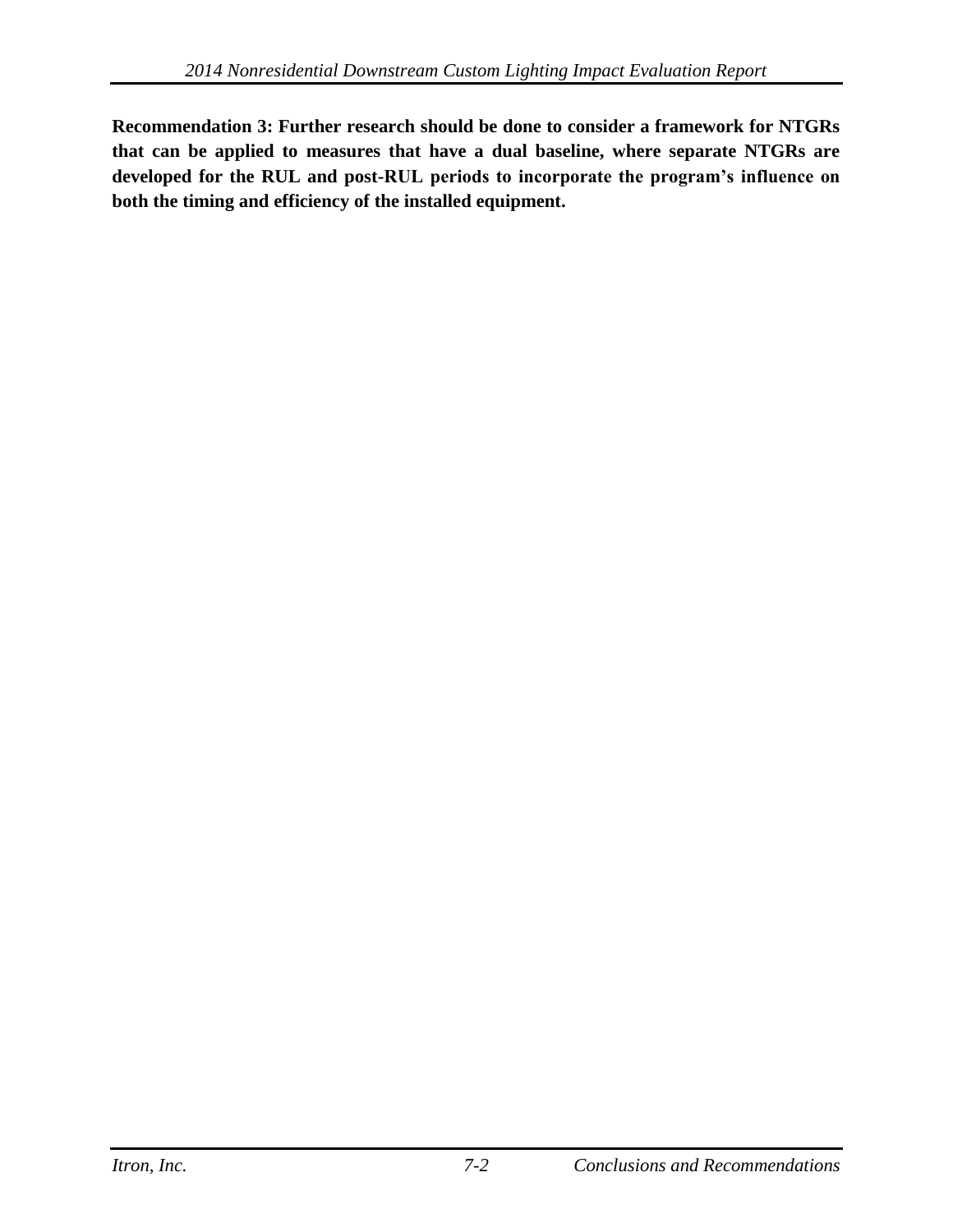**Recommendation 3: Further research should be done to consider a framework for NTGRs that can be applied to measures that have a dual baseline, where separate NTGRs are developed for the RUL and post-RUL periods to incorporate the program's influence on both the timing and efficiency of the installed equipment.**